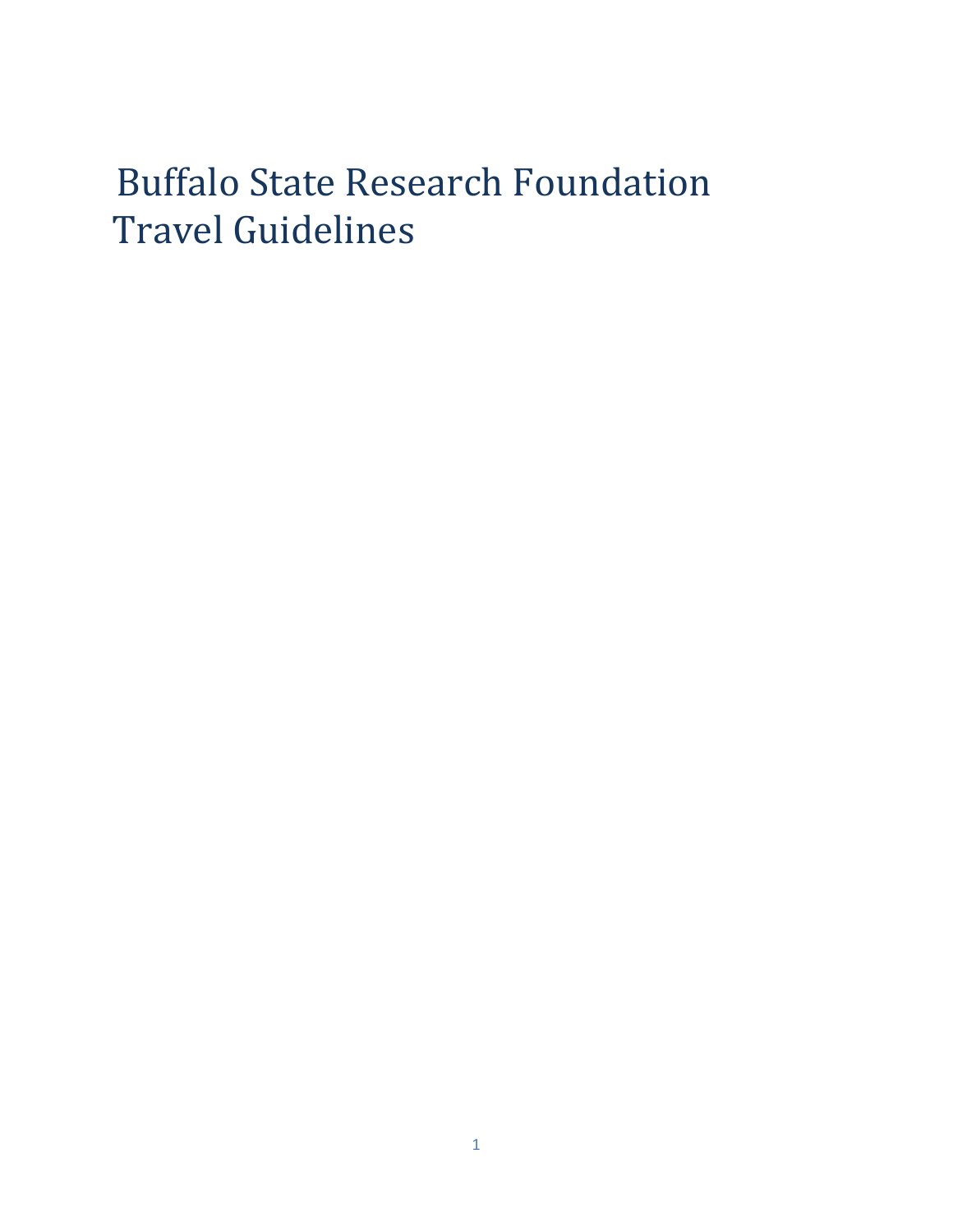# Buffalo State Research Foundation Travel Guidelines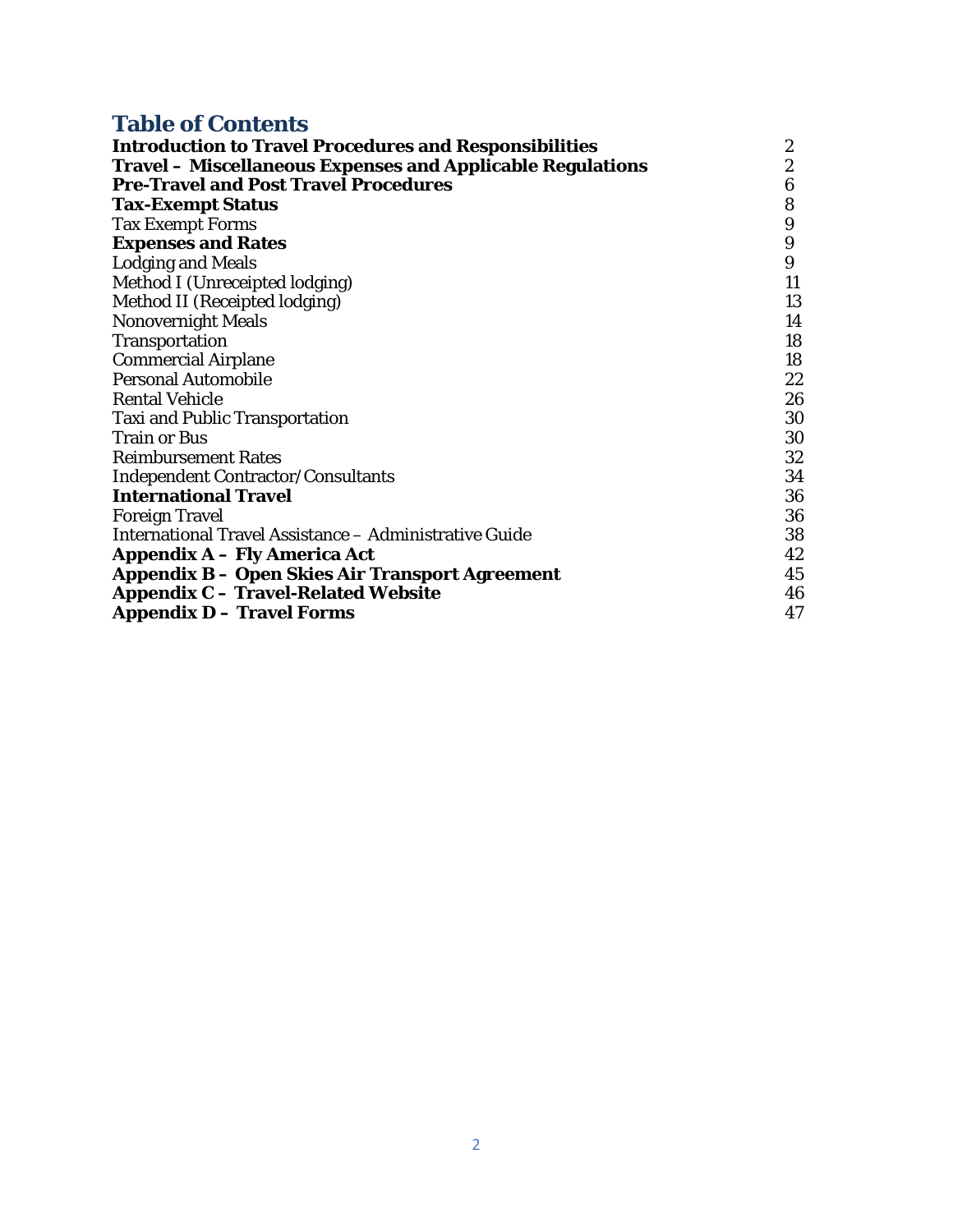# Table of Contents

| | |
|---|---|
| **Introduction to Travel Procedures and Responsibilities** | 2 |
| **Travel – Miscellaneous Expenses and Applicable Regulations** | 2 |
| **Pre-Travel and Post Travel Procedures** | 6 |
| **Tax-Exempt Status** | 8 |
| Tax Exempt Forms | 9 |
| **Expenses and Rates** | 9 |
| Lodging and Meals | 9 |
| Method I (Unreceipted lodging) | 11 |
| Method II (Receipted lodging) | 13 |
| Nonovernight Meals | 14 |
| Transportation | 18 |
| Commercial Airplane | 18 |
| Personal Automobile | 22 |
| Rental Vehicle | 26 |
| Taxi and Public Transportation | 30 |
| Train or Bus | 30 |
| Reimbursement Rates | 32 |
| Independent Contractor/Consultants | 34 |
| **International Travel** | 36 |
| Foreign Travel | 36 |
| International Travel Assistance – Administrative Guide | 38 |
| **Appendix A – Fly America Act** | 42 |
| **Appendix B – Open Skies Air Transport Agreement** | 45 |
| **Appendix C – Travel-Related Website** | 46 |
| **Appendix D – Travel Forms** | 47 |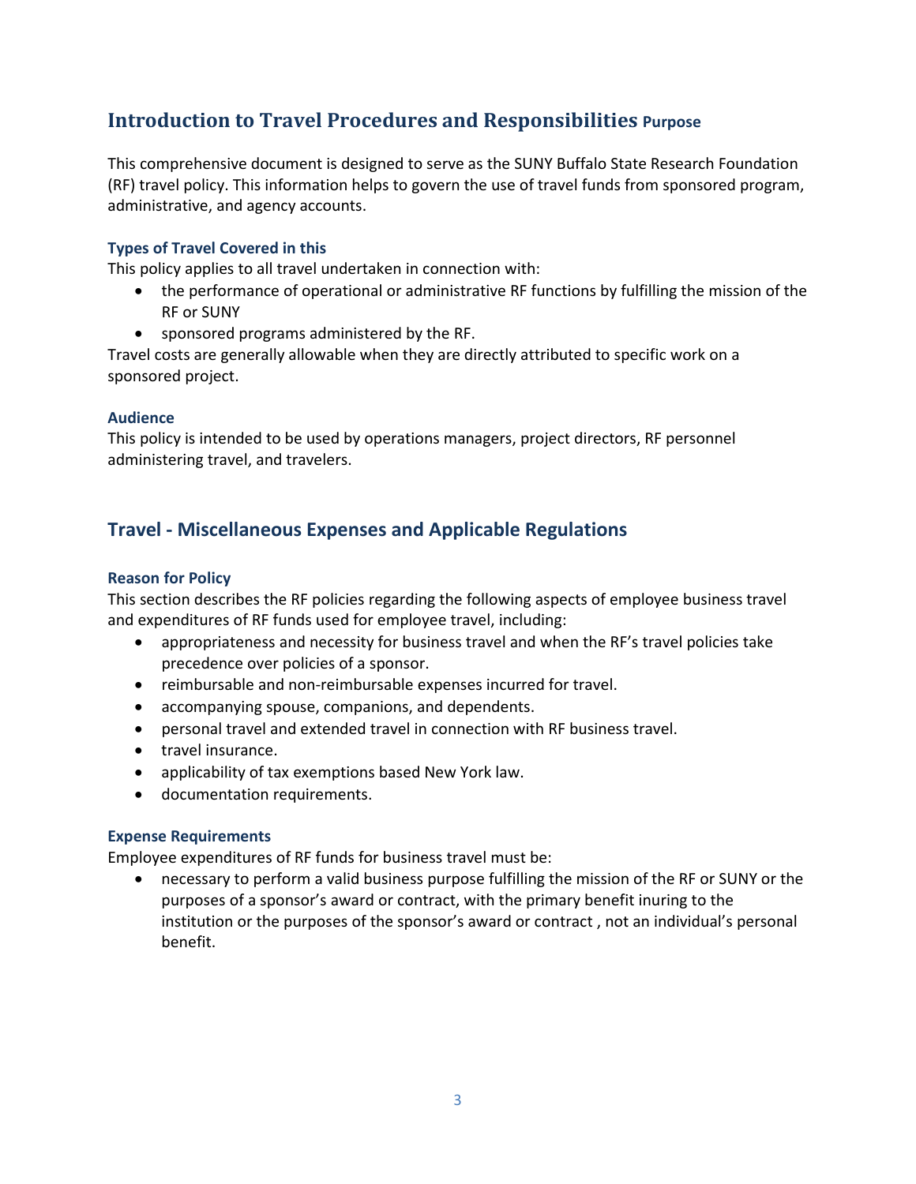## Introduction to Travel Procedures and Responsibilities Purpose

This comprehensive document is designed to serve as the SUNY Buffalo State Research Foundation (RF) travel policy. This information helps to govern the use of travel funds from sponsored program, administrative, and agency accounts.

### Types of Travel Covered in this

This policy applies to all travel undertaken in connection with:

- the performance of operational or administrative RF functions by fulfilling the mission of the RF or SUNY
- sponsored programs administered by the RF.

Travel costs are generally allowable when they are directly attributed to specific work on a sponsored project.

### Audience

This policy is intended to be used by operations managers, project directors, RF personnel administering travel, and travelers.

## Travel - Miscellaneous Expenses and Applicable Regulations

### Reason for Policy

This section describes the RF policies regarding the following aspects of employee business travel and expenditures of RF funds used for employee travel, including:

- appropriateness and necessity for business travel and when the RF's travel policies take precedence over policies of a sponsor.
- reimbursable and non-reimbursable expenses incurred for travel.
- accompanying spouse, companions, and dependents.
- personal travel and extended travel in connection with RF business travel.
- travel insurance.
- applicability of tax exemptions based New York law.
- documentation requirements.

### Expense Requirements

Employee expenditures of RF funds for business travel must be:

- necessary to perform a valid business purpose fulfilling the mission of the RF or SUNY or the purposes of a sponsor's award or contract, with the primary benefit inuring to the institution or the purposes of the sponsor's award or contract , not an individual's personal benefit.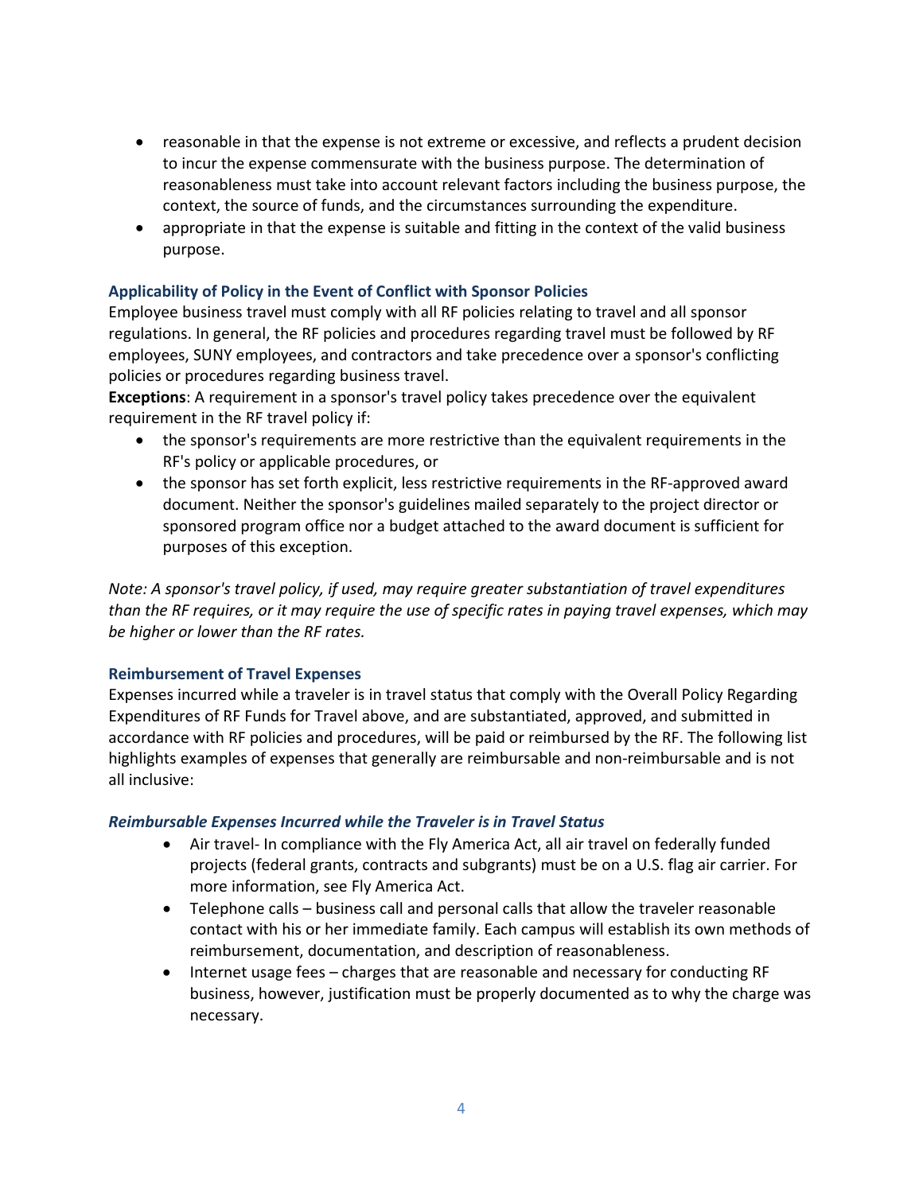- reasonable in that the expense is not extreme or excessive, and reflects a prudent decision to incur the expense commensurate with the business purpose. The determination of reasonableness must take into account relevant factors including the business purpose, the context, the source of funds, and the circumstances surrounding the expenditure.
- appropriate in that the expense is suitable and fitting in the context of the valid business purpose.

### Applicability of Policy in the Event of Conflict with Sponsor Policies

Employee business travel must comply with all RF policies relating to travel and all sponsor regulations. In general, the RF policies and procedures regarding travel must be followed by RF employees, SUNY employees, and contractors and take precedence over a sponsor's conflicting policies or procedures regarding business travel.

**Exceptions**: A requirement in a sponsor's travel policy takes precedence over the equivalent requirement in the RF travel policy if:

- the sponsor's requirements are more restrictive than the equivalent requirements in the RF's policy or applicable procedures, or
- the sponsor has set forth explicit, less restrictive requirements in the RF-approved award document. Neither the sponsor's guidelines mailed separately to the project director or sponsored program office nor a budget attached to the award document is sufficient for purposes of this exception.

*Note: A sponsor's travel policy, if used, may require greater substantiation of travel expenditures than the RF requires, or it may require the use of specific rates in paying travel expenses, which may be higher or lower than the RF rates.*

### Reimbursement of Travel Expenses

Expenses incurred while a traveler is in travel status that comply with the Overall Policy Regarding Expenditures of RF Funds for Travel above, and are substantiated, approved, and submitted in accordance with RF policies and procedures, will be paid or reimbursed by the RF. The following list highlights examples of expenses that generally are reimbursable and non-reimbursable and is not all inclusive:

#### *Reimbursable Expenses Incurred while the Traveler is in Travel Status*

- Air travel- In compliance with the Fly America Act, all air travel on federally funded projects (federal grants, contracts and subgrants) must be on a U.S. flag air carrier. For more information, see Fly America Act.
- Telephone calls – business call and personal calls that allow the traveler reasonable contact with his or her immediate family. Each campus will establish its own methods of reimbursement, documentation, and description of reasonableness.
- Internet usage fees – charges that are reasonable and necessary for conducting RF business, however, justification must be properly documented as to why the charge was necessary.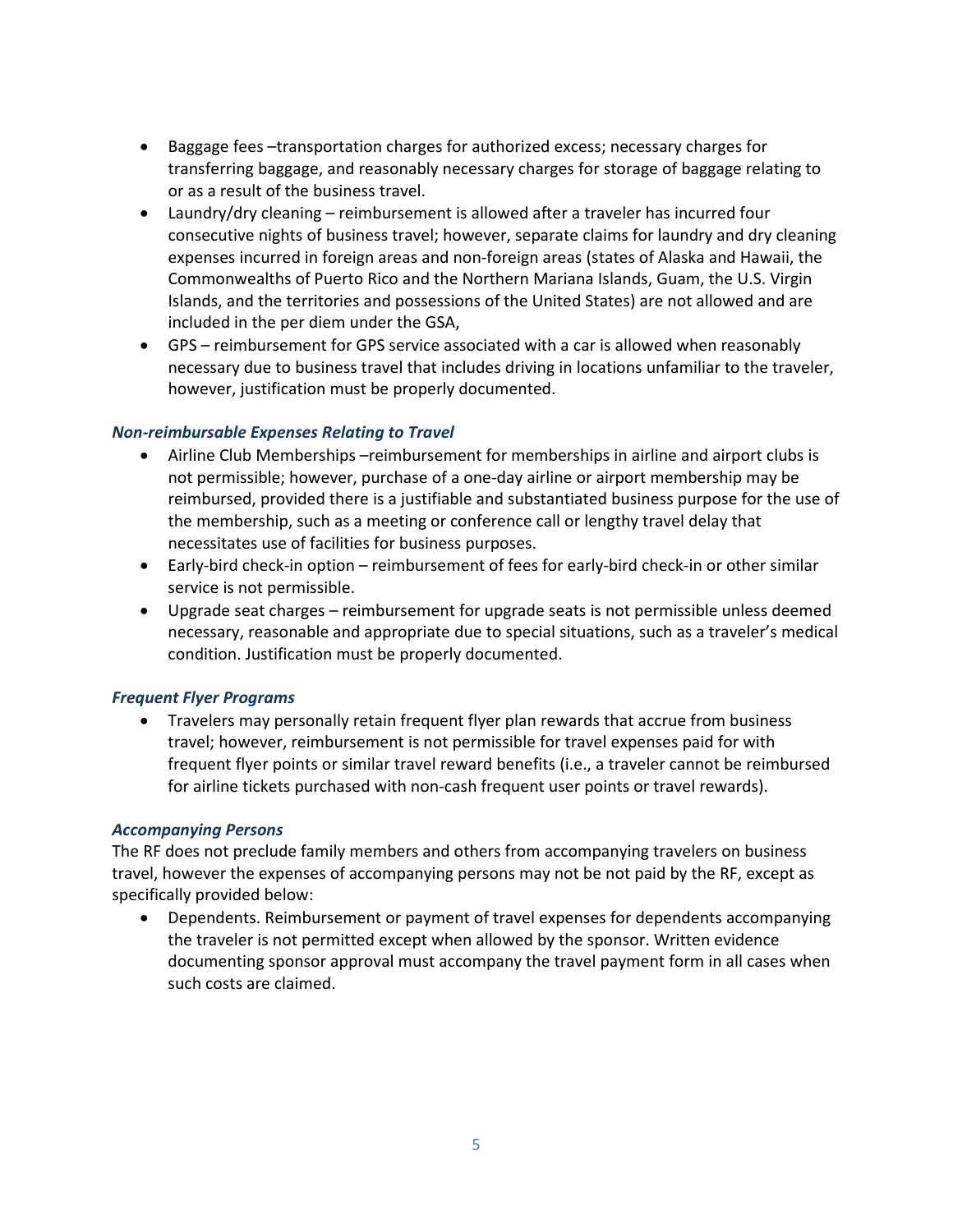- Baggage fees –transportation charges for authorized excess; necessary charges for transferring baggage, and reasonably necessary charges for storage of baggage relating to or as a result of the business travel.
- Laundry/dry cleaning – reimbursement is allowed after a traveler has incurred four consecutive nights of business travel; however, separate claims for laundry and dry cleaning expenses incurred in foreign areas and non-foreign areas (states of Alaska and Hawaii, the Commonwealths of Puerto Rico and the Northern Mariana Islands, Guam, the U.S. Virgin Islands, and the territories and possessions of the United States) are not allowed and are included in the per diem under the GSA,
- GPS – reimbursement for GPS service associated with a car is allowed when reasonably necessary due to business travel that includes driving in locations unfamiliar to the traveler, however, justification must be properly documented.

#### *Non-reimbursable Expenses Relating to Travel*

- Airline Club Memberships –reimbursement for memberships in airline and airport clubs is not permissible; however, purchase of a one-day airline or airport membership may be reimbursed, provided there is a justifiable and substantiated business purpose for the use of the membership, such as a meeting or conference call or lengthy travel delay that necessitates use of facilities for business purposes.
- Early-bird check-in option – reimbursement of fees for early-bird check-in or other similar service is not permissible.
- Upgrade seat charges – reimbursement for upgrade seats is not permissible unless deemed necessary, reasonable and appropriate due to special situations, such as a traveler's medical condition. Justification must be properly documented.

#### *Frequent Flyer Programs*

- Travelers may personally retain frequent flyer plan rewards that accrue from business travel; however, reimbursement is not permissible for travel expenses paid for with frequent flyer points or similar travel reward benefits (i.e., a traveler cannot be reimbursed for airline tickets purchased with non-cash frequent user points or travel rewards).

#### *Accompanying Persons*

The RF does not preclude family members and others from accompanying travelers on business travel, however the expenses of accompanying persons may not be not paid by the RF, except as specifically provided below:

- Dependents. Reimbursement or payment of travel expenses for dependents accompanying the traveler is not permitted except when allowed by the sponsor. Written evidence documenting sponsor approval must accompany the travel payment form in all cases when such costs are claimed.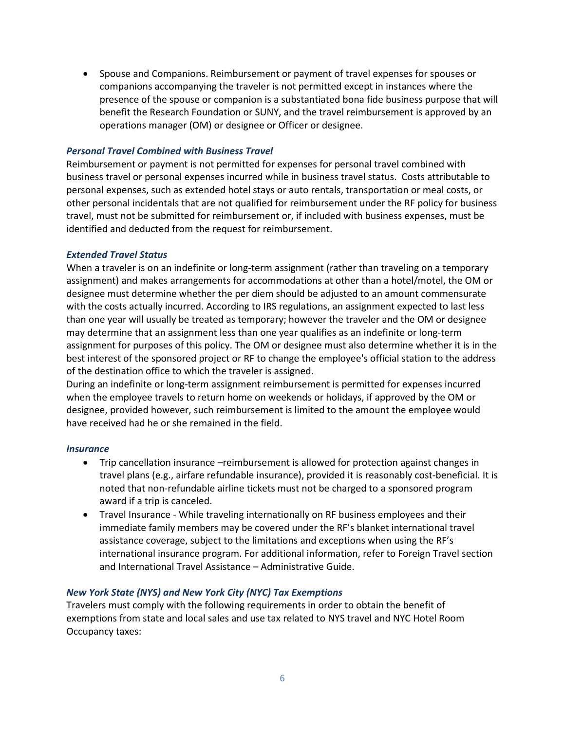- Spouse and Companions. Reimbursement or payment of travel expenses for spouses or companions accompanying the traveler is not permitted except in instances where the presence of the spouse or companion is a substantiated bona fide business purpose that will benefit the Research Foundation or SUNY, and the travel reimbursement is approved by an operations manager (OM) or designee or Officer or designee.

***Personal Travel Combined with Business Travel***

Reimbursement or payment is not permitted for expenses for personal travel combined with business travel or personal expenses incurred while in business travel status. Costs attributable to personal expenses, such as extended hotel stays or auto rentals, transportation or meal costs, or other personal incidentals that are not qualified for reimbursement under the RF policy for business travel, must not be submitted for reimbursement or, if included with business expenses, must be identified and deducted from the request for reimbursement.

***Extended Travel Status***

When a traveler is on an indefinite or long-term assignment (rather than traveling on a temporary assignment) and makes arrangements for accommodations at other than a hotel/motel, the OM or designee must determine whether the per diem should be adjusted to an amount commensurate with the costs actually incurred. According to IRS regulations, an assignment expected to last less than one year will usually be treated as temporary; however the traveler and the OM or designee may determine that an assignment less than one year qualifies as an indefinite or long-term assignment for purposes of this policy. The OM or designee must also determine whether it is in the best interest of the sponsored project or RF to change the employee's official station to the address of the destination office to which the traveler is assigned.

During an indefinite or long-term assignment reimbursement is permitted for expenses incurred when the employee travels to return home on weekends or holidays, if approved by the OM or designee, provided however, such reimbursement is limited to the amount the employee would have received had he or she remained in the field.

***Insurance***

- Trip cancellation insurance –reimbursement is allowed for protection against changes in travel plans (e.g., airfare refundable insurance), provided it is reasonably cost-beneficial. It is noted that non-refundable airline tickets must not be charged to a sponsored program award if a trip is canceled.
- Travel Insurance - While traveling internationally on RF business employees and their immediate family members may be covered under the RF's blanket international travel assistance coverage, subject to the limitations and exceptions when using the RF's international insurance program. For additional information, refer to Foreign Travel section and International Travel Assistance – Administrative Guide.

***New York State (NYS) and New York City (NYC) Tax Exemptions***

Travelers must comply with the following requirements in order to obtain the benefit of exemptions from state and local sales and use tax related to NYS travel and NYC Hotel Room Occupancy taxes: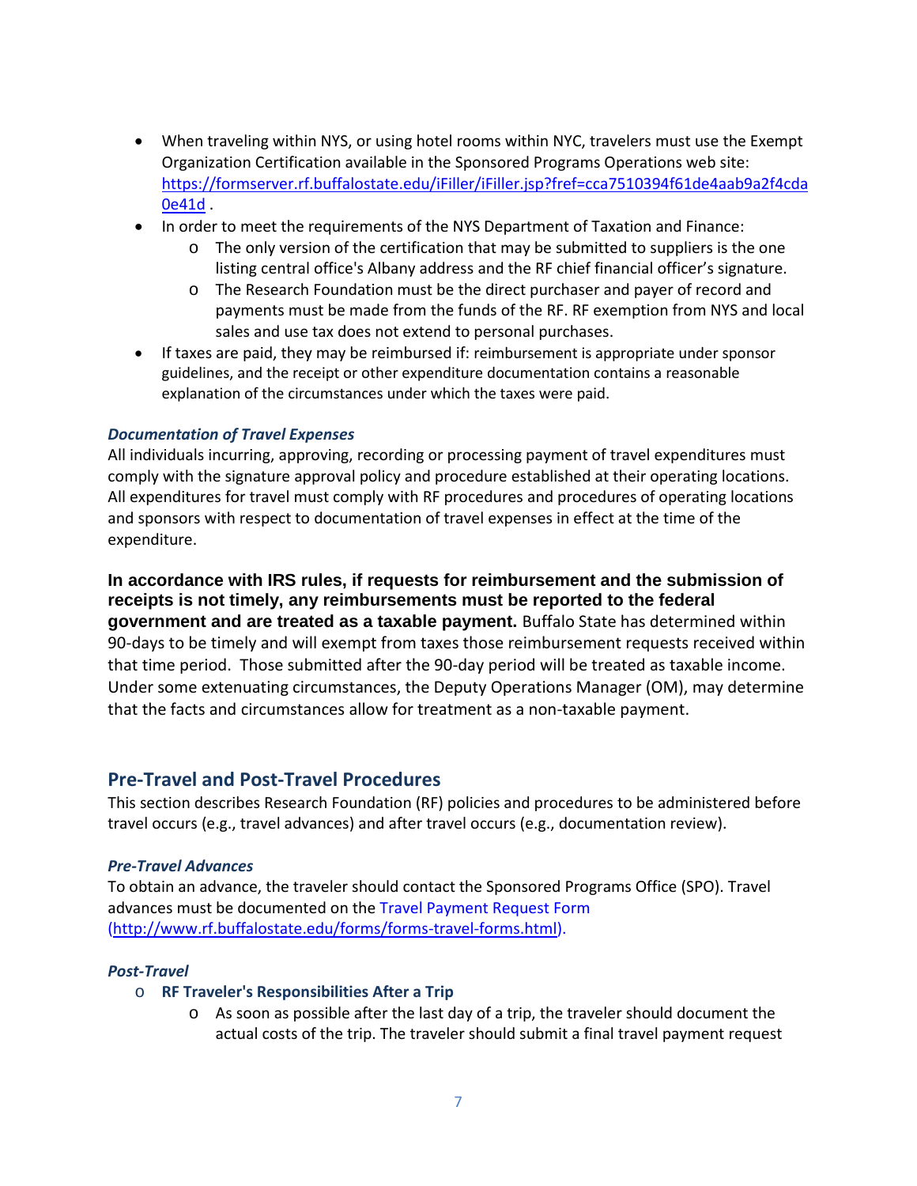- When traveling within NYS, or using hotel rooms within NYC, travelers must use the Exempt Organization Certification available in the Sponsored Programs Operations web site: [https://formserver.rf.buffalostate.edu/iFiller/iFiller.jsp?fref=cca7510394f61de4aab9a2f4cda0e41d](https://formserver.rf.buffalostate.edu/iFiller/iFiller.jsp?fref=cca7510394f61de4aab9a2f4cda0e41d) .
- In order to meet the requirements of the NYS Department of Taxation and Finance:
    - The only version of the certification that may be submitted to suppliers is the one listing central office's Albany address and the RF chief financial officer's signature.
    - The Research Foundation must be the direct purchaser and payer of record and payments must be made from the funds of the RF. RF exemption from NYS and local sales and use tax does not extend to personal purchases.
- If taxes are paid, they may be reimbursed if: reimbursement is appropriate under sponsor guidelines, and the receipt or other expenditure documentation contains a reasonable explanation of the circumstances under which the taxes were paid.

### *Documentation of Travel Expenses*

All individuals incurring, approving, recording or processing payment of travel expenditures must comply with the signature approval policy and procedure established at their operating locations. All expenditures for travel must comply with RF procedures and procedures of operating locations and sponsors with respect to documentation of travel expenses in effect at the time of the expenditure.

**In accordance with IRS rules, if requests for reimbursement and the submission of receipts is not timely, any reimbursements must be reported to the federal government and are treated as a taxable payment.** Buffalo State has determined within 90-days to be timely and will exempt from taxes those reimbursement requests received within that time period. Those submitted after the 90-day period will be treated as taxable income. Under some extenuating circumstances, the Deputy Operations Manager (OM), may determine that the facts and circumstances allow for treatment as a non-taxable payment.

## Pre-Travel and Post-Travel Procedures

This section describes Research Foundation (RF) policies and procedures to be administered before travel occurs (e.g., travel advances) and after travel occurs (e.g., documentation review).

### *Pre-Travel Advances*

To obtain an advance, the traveler should contact the Sponsored Programs Office (SPO). Travel advances must be documented on the Travel Payment Request Form ([http://www.rf.buffalostate.edu/forms/forms-travel-forms.html](http://www.rf.buffalostate.edu/forms/forms-travel-forms.html)).

### *Post-Travel*

- **RF Traveler's Responsibilities After a Trip**
    - As soon as possible after the last day of a trip, the traveler should document the actual costs of the trip. The traveler should submit a final travel payment request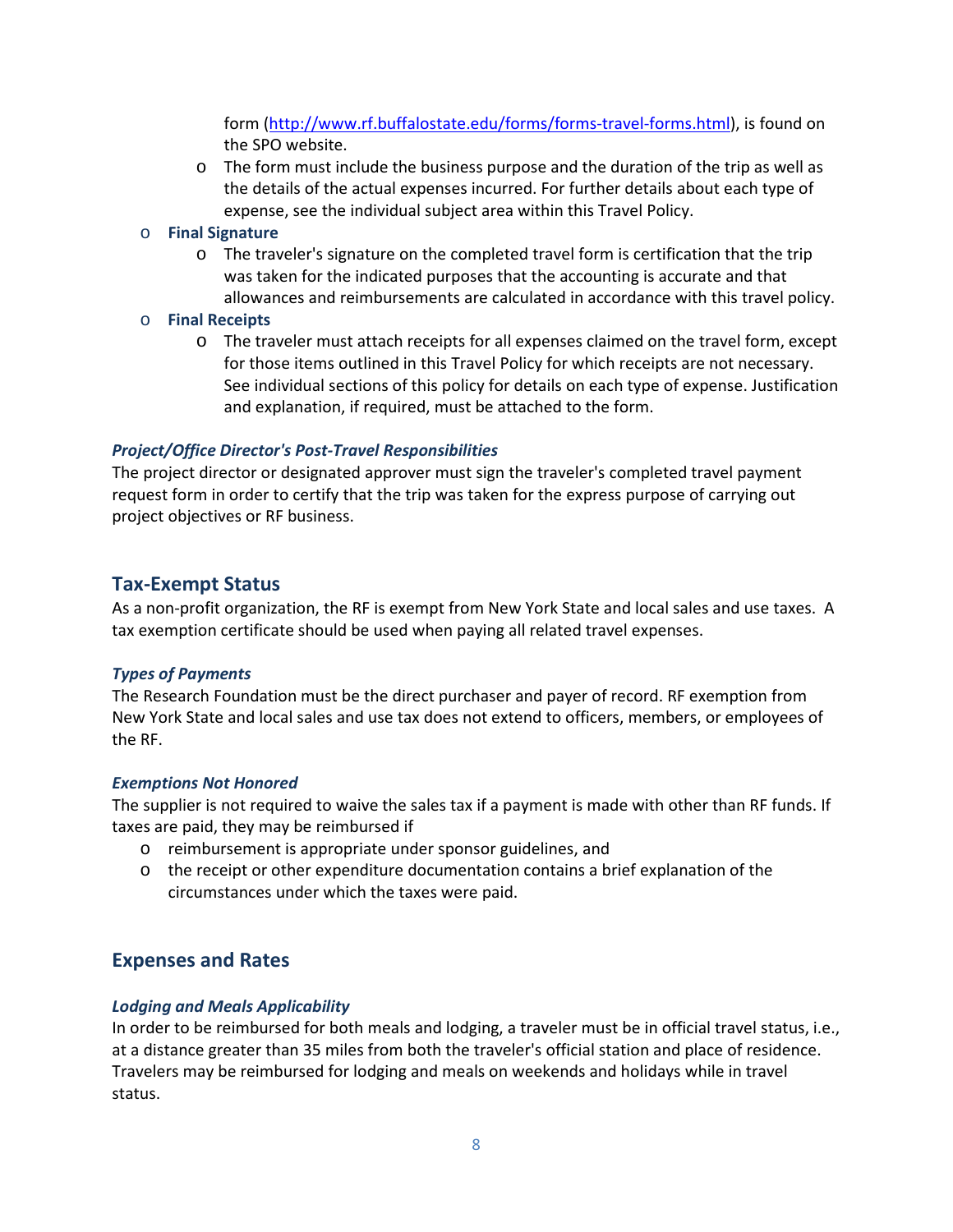form ([http://www.rf.buffalostate.edu/forms/forms-travel-forms.html](http://www.rf.buffalostate.edu/forms/forms-travel-forms.html)), is found on the SPO website.

    - The form must include the business purpose and the duration of the trip as well as the details of the actual expenses incurred. For further details about each type of expense, see the individual subject area within this Travel Policy.

- **Final Signature**
    - The traveler's signature on the completed travel form is certification that the trip was taken for the indicated purposes that the accounting is accurate and that allowances and reimbursements are calculated in accordance with this travel policy.
- **Final Receipts**
    - The traveler must attach receipts for all expenses claimed on the travel form, except for those items outlined in this Travel Policy for which receipts are not necessary. See individual sections of this policy for details on each type of expense. Justification and explanation, if required, must be attached to the form.

### *Project/Office Director's Post-Travel Responsibilities*

The project director or designated approver must sign the traveler's completed travel payment request form in order to certify that the trip was taken for the express purpose of carrying out project objectives or RF business.

## Tax-Exempt Status

As a non-profit organization, the RF is exempt from New York State and local sales and use taxes. A tax exemption certificate should be used when paying all related travel expenses.

### *Types of Payments*

The Research Foundation must be the direct purchaser and payer of record. RF exemption from New York State and local sales and use tax does not extend to officers, members, or employees of the RF.

### *Exemptions Not Honored*

The supplier is not required to waive the sales tax if a payment is made with other than RF funds. If taxes are paid, they may be reimbursed if

- reimbursement is appropriate under sponsor guidelines, and
- the receipt or other expenditure documentation contains a brief explanation of the circumstances under which the taxes were paid.

## Expenses and Rates

### *Lodging and Meals Applicability*

In order to be reimbursed for both meals and lodging, a traveler must be in official travel status, i.e., at a distance greater than 35 miles from both the traveler's official station and place of residence. Travelers may be reimbursed for lodging and meals on weekends and holidays while in travel status.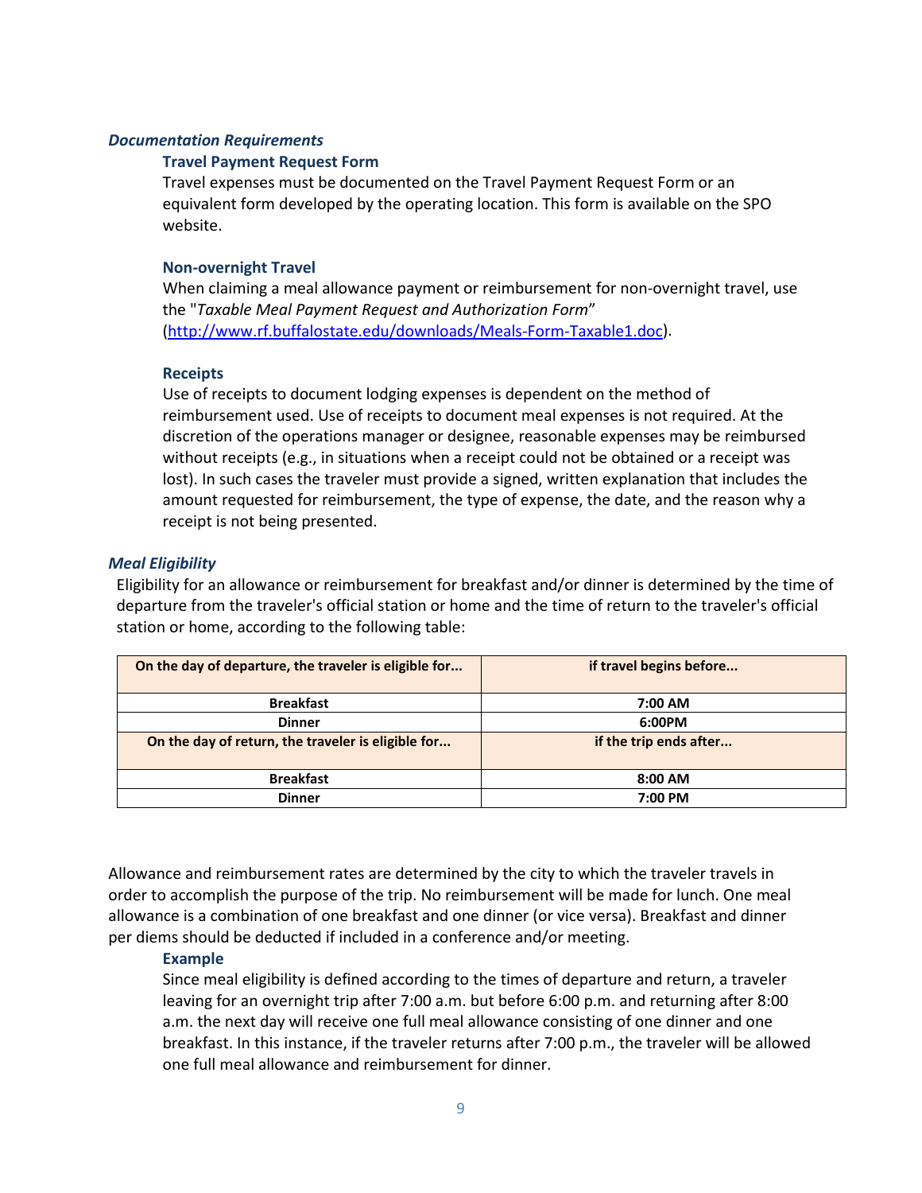### *Documentation Requirements*

#### Travel Payment Request Form

Travel expenses must be documented on the Travel Payment Request Form or an equivalent form developed by the operating location. This form is available on the SPO website.

#### Non-overnight Travel

When claiming a meal allowance payment or reimbursement for non-overnight travel, use the "*Taxable Meal Payment Request and Authorization Form*" (http://www.rf.buffalostate.edu/downloads/Meals-Form-Taxable1.doc).

#### Receipts

Use of receipts to document lodging expenses is dependent on the method of reimbursement used. Use of receipts to document meal expenses is not required. At the discretion of the operations manager or designee, reasonable expenses may be reimbursed without receipts (e.g., in situations when a receipt could not be obtained or a receipt was lost). In such cases the traveler must provide a signed, written explanation that includes the amount requested for reimbursement, the type of expense, the date, and the reason why a receipt is not being presented.

### *Meal Eligibility*

Eligibility for an allowance or reimbursement for breakfast and/or dinner is determined by the time of departure from the traveler's official station or home and the time of return to the traveler's official station or home, according to the following table:

| On the day of departure, the traveler is eligible for... | if travel begins before... |
|---|---|
| **Breakfast** | **7:00 AM** |
| **Dinner** | **6:00PM** |
| **On the day of return, the traveler is eligible for...** | **if the trip ends after...** |
| **Breakfast** | **8:00 AM** |
| **Dinner** | **7:00 PM** |

Allowance and reimbursement rates are determined by the city to which the traveler travels in order to accomplish the purpose of the trip. No reimbursement will be made for lunch. One meal allowance is a combination of one breakfast and one dinner (or vice versa). Breakfast and dinner per diems should be deducted if included in a conference and/or meeting.

#### Example

Since meal eligibility is defined according to the times of departure and return, a traveler leaving for an overnight trip after 7:00 a.m. but before 6:00 p.m. and returning after 8:00 a.m. the next day will receive one full meal allowance consisting of one dinner and one breakfast. In this instance, if the traveler returns after 7:00 p.m., the traveler will be allowed one full meal allowance and reimbursement for dinner.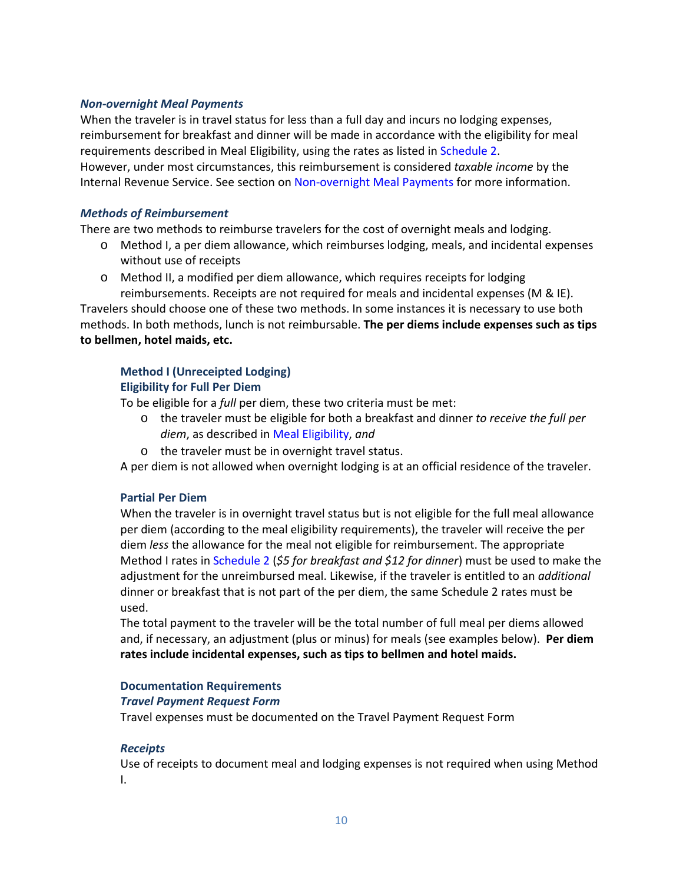### *Non-overnight Meal Payments*

When the traveler is in travel status for less than a full day and incurs no lodging expenses, reimbursement for breakfast and dinner will be made in accordance with the eligibility for meal requirements described in Meal Eligibility, using the rates as listed in Schedule 2.
However, under most circumstances, this reimbursement is considered *taxable income* by the Internal Revenue Service. See section on Non-overnight Meal Payments for more information.

### *Methods of Reimbursement*

There are two methods to reimburse travelers for the cost of overnight meals and lodging.

- Method I, a per diem allowance, which reimburses lodging, meals, and incidental expenses without use of receipts
- Method II, a modified per diem allowance, which requires receipts for lodging reimbursements. Receipts are not required for meals and incidental expenses (M & IE).

Travelers should choose one of these two methods. In some instances it is necessary to use both methods. In both methods, lunch is not reimbursable. **The per diems include expenses such as tips to bellmen, hotel maids, etc.**

#### Method I (Unreceipted Lodging)

#### Eligibility for Full Per Diem

To be eligible for a *full* per diem, these two criteria must be met:

- the traveler must be eligible for both a breakfast and dinner *to receive the full per diem*, as described in Meal Eligibility, *and*
- the traveler must be in overnight travel status.

A per diem is not allowed when overnight lodging is at an official residence of the traveler.

#### Partial Per Diem

When the traveler is in overnight travel status but is not eligible for the full meal allowance per diem (according to the meal eligibility requirements), the traveler will receive the per diem *less* the allowance for the meal not eligible for reimbursement. The appropriate Method I rates in Schedule 2 (*$5 for breakfast and $12 for dinner*) must be used to make the adjustment for the unreimbursed meal. Likewise, if the traveler is entitled to an *additional* dinner or breakfast that is not part of the per diem, the same Schedule 2 rates must be used.
The total payment to the traveler will be the total number of full meal per diems allowed and, if necessary, an adjustment (plus or minus) for meals (see examples below). **Per diem rates include incidental expenses, such as tips to bellmen and hotel maids.**

#### Documentation Requirements

#### *Travel Payment Request Form*

Travel expenses must be documented on the Travel Payment Request Form

#### *Receipts*

Use of receipts to document meal and lodging expenses is not required when using Method I.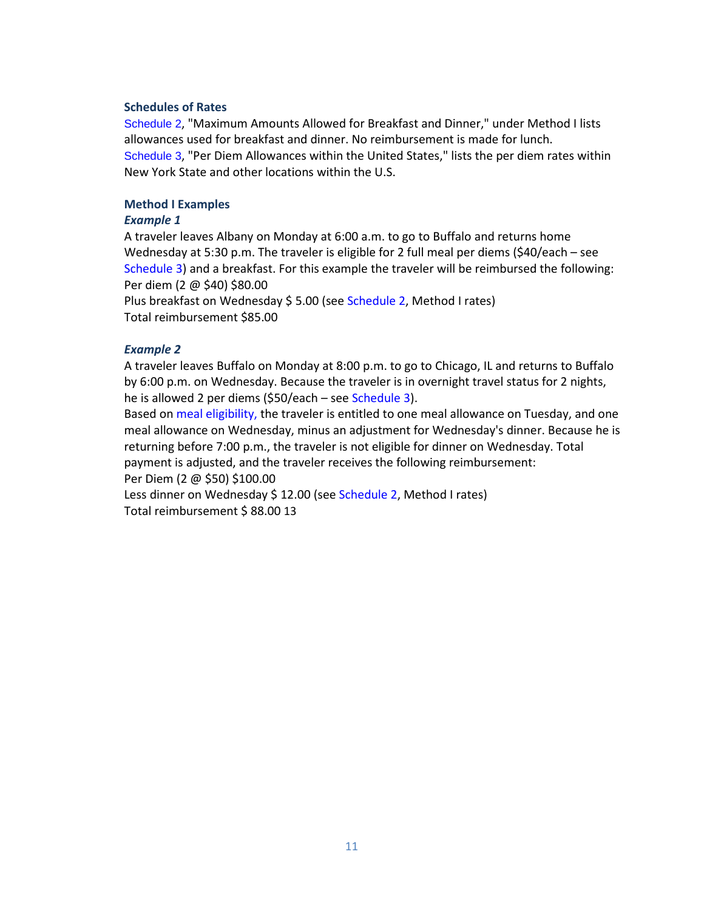### Schedules of Rates

Schedule 2, "Maximum Amounts Allowed for Breakfast and Dinner," under Method I lists allowances used for breakfast and dinner. No reimbursement is made for lunch.
Schedule 3, "Per Diem Allowances within the United States," lists the per diem rates within New York State and other locations within the U.S.

### Method I Examples

#### *Example 1*

A traveler leaves Albany on Monday at 6:00 a.m. to go to Buffalo and returns home Wednesday at 5:30 p.m. The traveler is eligible for 2 full meal per diems ($40/each – see Schedule 3) and a breakfast. For this example the traveler will be reimbursed the following:
Per diem (2 @ $40) $80.00
Plus breakfast on Wednesday $ 5.00 (see Schedule 2, Method I rates)
Total reimbursement $85.00

#### *Example 2*

A traveler leaves Buffalo on Monday at 8:00 p.m. to go to Chicago, IL and returns to Buffalo by 6:00 p.m. on Wednesday. Because the traveler is in overnight travel status for 2 nights, he is allowed 2 per diems ($50/each – see Schedule 3).
Based on meal eligibility, the traveler is entitled to one meal allowance on Tuesday, and one meal allowance on Wednesday, minus an adjustment for Wednesday's dinner. Because he is returning before 7:00 p.m., the traveler is not eligible for dinner on Wednesday. Total payment is adjusted, and the traveler receives the following reimbursement:
Per Diem (2 @ $50) $100.00
Less dinner on Wednesday $ 12.00 (see Schedule 2, Method I rates)
Total reimbursement $ 88.00 13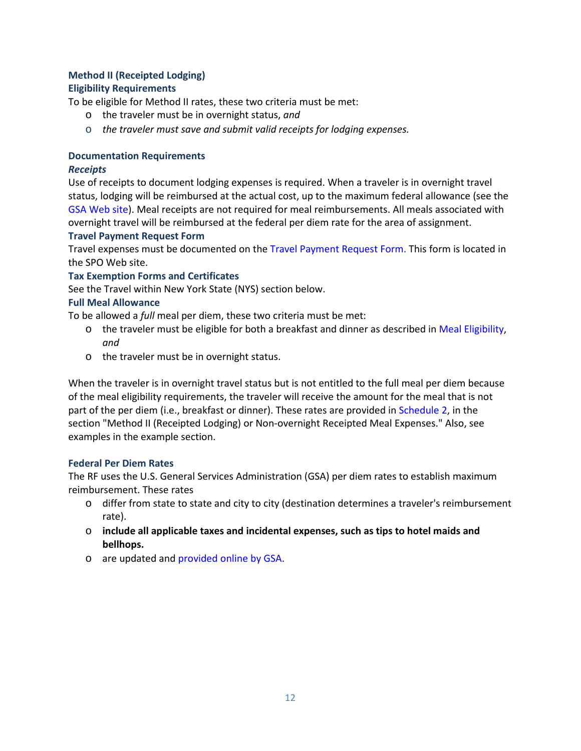### Method II (Receipted Lodging)

#### Eligibility Requirements

To be eligible for Method II rates, these two criteria must be met:

- the traveler must be in overnight status, *and*
- *the traveler must save and submit valid receipts for lodging expenses.*

#### Documentation Requirements

***Receipts***

Use of receipts to document lodging expenses is required. When a traveler is in overnight travel status, lodging will be reimbursed at the actual cost, up to the maximum federal allowance (see the GSA Web site). Meal receipts are not required for meal reimbursements. All meals associated with overnight travel will be reimbursed at the federal per diem rate for the area of assignment.

#### Travel Payment Request Form

Travel expenses must be documented on the Travel Payment Request Form. This form is located in the SPO Web site.

#### Tax Exemption Forms and Certificates

See the Travel within New York State (NYS) section below.

#### Full Meal Allowance

To be allowed a *full* meal per diem, these two criteria must be met:

- the traveler must be eligible for both a breakfast and dinner as described in Meal Eligibility, *and*
- the traveler must be in overnight status.

When the traveler is in overnight travel status but is not entitled to the full meal per diem because of the meal eligibility requirements, the traveler will receive the amount for the meal that is not part of the per diem (i.e., breakfast or dinner). These rates are provided in Schedule 2, in the section "Method II (Receipted Lodging) or Non-overnight Receipted Meal Expenses." Also, see examples in the example section.

#### Federal Per Diem Rates

The RF uses the U.S. General Services Administration (GSA) per diem rates to establish maximum reimbursement. These rates

- differ from state to state and city to city (destination determines a traveler's reimbursement rate).
- **include all applicable taxes and incidental expenses, such as tips to hotel maids and bellhops.**
- are updated and provided online by GSA.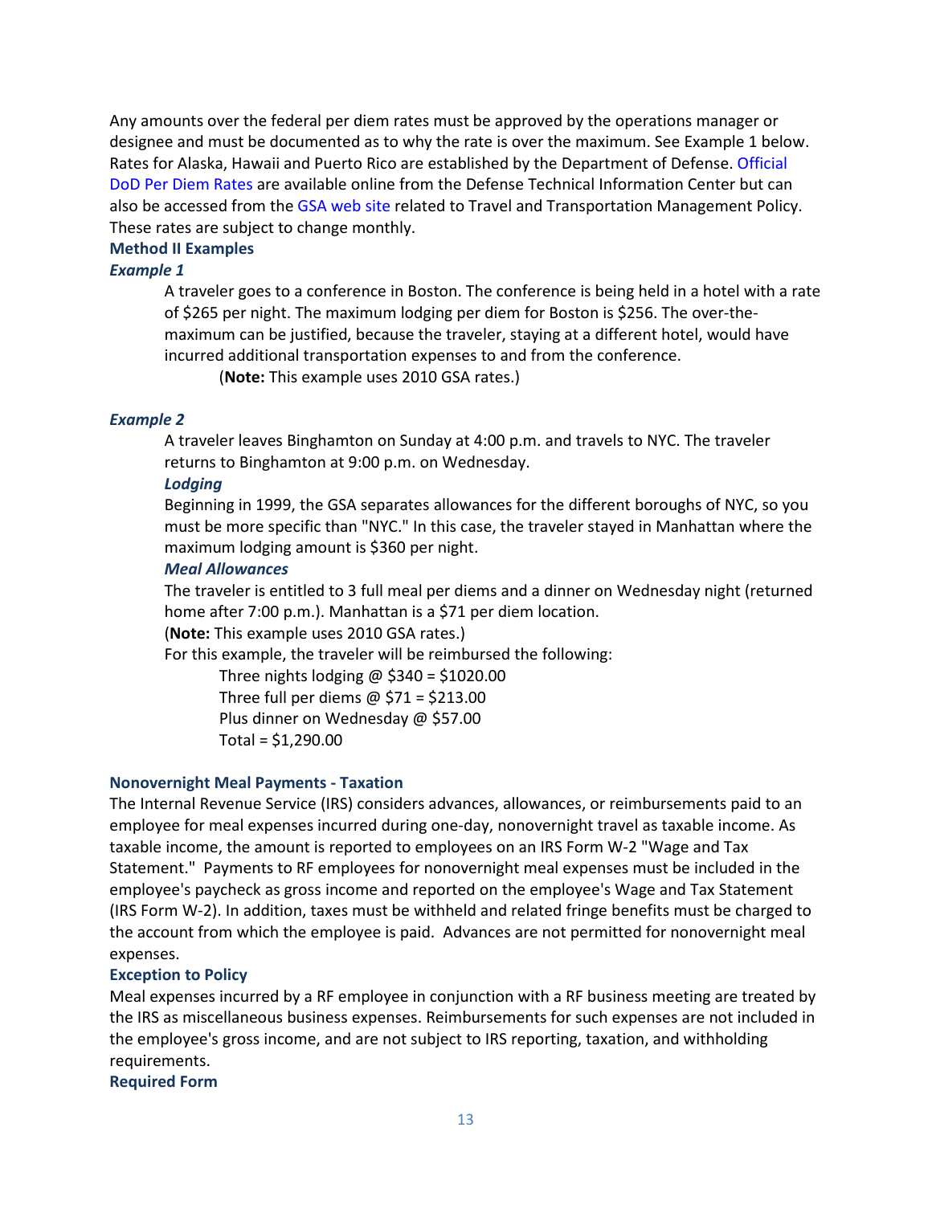Any amounts over the federal per diem rates must be approved by the operations manager or designee and must be documented as to why the rate is over the maximum. See Example 1 below. Rates for Alaska, Hawaii and Puerto Rico are established by the Department of Defense. Official DoD Per Diem Rates are available online from the Defense Technical Information Center but can also be accessed from the GSA web site related to Travel and Transportation Management Policy. These rates are subject to change monthly.

### Method II Examples

#### *Example 1*

A traveler goes to a conference in Boston. The conference is being held in a hotel with a rate of $265 per night. The maximum lodging per diem for Boston is $256. The over-the-maximum can be justified, because the traveler, staying at a different hotel, would have incurred additional transportation expenses to and from the conference.

(**Note:** This example uses 2010 GSA rates.)

#### *Example 2*

A traveler leaves Binghamton on Sunday at 4:00 p.m. and travels to NYC. The traveler returns to Binghamton at 9:00 p.m. on Wednesday.

***Lodging***

Beginning in 1999, the GSA separates allowances for the different boroughs of NYC, so you must be more specific than "NYC." In this case, the traveler stayed in Manhattan where the maximum lodging amount is $360 per night.

***Meal Allowances***

The traveler is entitled to 3 full meal per diems and a dinner on Wednesday night (returned home after 7:00 p.m.). Manhattan is a $71 per diem location.

(**Note:** This example uses 2010 GSA rates.)

For this example, the traveler will be reimbursed the following:

Three nights lodging @ $340 = $1020.00
Three full per diems @ $71 = $213.00
Plus dinner on Wednesday @ $57.00
Total = $1,290.00

### Nonovernight Meal Payments - Taxation

The Internal Revenue Service (IRS) considers advances, allowances, or reimbursements paid to an employee for meal expenses incurred during one-day, nonovernight travel as taxable income. As taxable income, the amount is reported to employees on an IRS Form W-2 "Wage and Tax Statement." Payments to RF employees for nonovernight meal expenses must be included in the employee's paycheck as gross income and reported on the employee's Wage and Tax Statement (IRS Form W-2). In addition, taxes must be withheld and related fringe benefits must be charged to the account from which the employee is paid. Advances are not permitted for nonovernight meal expenses.

### Exception to Policy

Meal expenses incurred by a RF employee in conjunction with a RF business meeting are treated by the IRS as miscellaneous business expenses. Reimbursements for such expenses are not included in the employee's gross income, and are not subject to IRS reporting, taxation, and withholding requirements.

### Required Form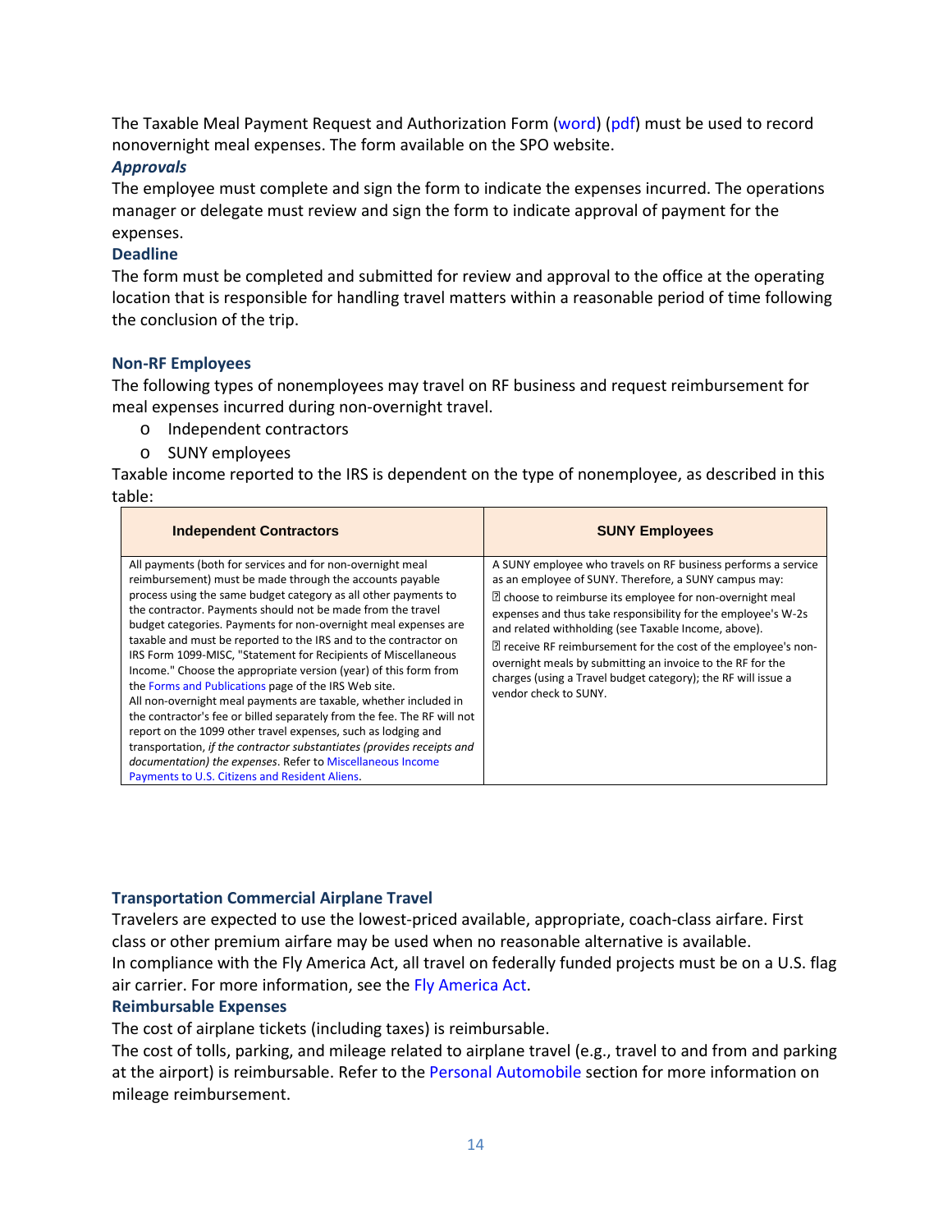The Taxable Meal Payment Request and Authorization Form (word) (pdf) must be used to record nonovernight meal expenses. The form available on the SPO website.

### *Approvals*

The employee must complete and sign the form to indicate the expenses incurred. The operations manager or delegate must review and sign the form to indicate approval of payment for the expenses.

### Deadline

The form must be completed and submitted for review and approval to the office at the operating location that is responsible for handling travel matters within a reasonable period of time following the conclusion of the trip.

### Non-RF Employees

The following types of nonemployees may travel on RF business and request reimbursement for meal expenses incurred during non-overnight travel.

- Independent contractors
- SUNY employees

Taxable income reported to the IRS is dependent on the type of nonemployee, as described in this table:

| Independent Contractors | SUNY Employees |
|---|---|
| All payments (both for services and for non-overnight meal reimbursement) must be made through the accounts payable process using the same budget category as all other payments to the contractor. Payments should not be made from the travel budget categories. Payments for non-overnight meal expenses are taxable and must be reported to the IRS and to the contractor on IRS Form 1099-MISC, "Statement for Recipients of Miscellaneous Income." Choose the appropriate version (year) of this form from the Forms and Publications page of the IRS Web site. All non-overnight meal payments are taxable, whether included in the contractor's fee or billed separately from the fee. The RF will not report on the 1099 other travel expenses, such as lodging and transportation, *if the contractor substantiates (provides receipts and documentation) the expenses*. Refer to Miscellaneous Income Payments to U.S. Citizens and Resident Aliens. | A SUNY employee who travels on RF business performs a service as an employee of SUNY. Therefore, a SUNY campus may: choose to reimburse its employee for non-overnight meal expenses and thus take responsibility for the employee's W-2s and related withholding (see Taxable Income, above). receive RF reimbursement for the cost of the employee's non-overnight meals by submitting an invoice to the RF for the charges (using a Travel budget category); the RF will issue a vendor check to SUNY. |

### Transportation Commercial Airplane Travel

Travelers are expected to use the lowest-priced available, appropriate, coach-class airfare. First class or other premium airfare may be used when no reasonable alternative is available.
In compliance with the Fly America Act, all travel on federally funded projects must be on a U.S. flag air carrier. For more information, see the Fly America Act.

### Reimbursable Expenses

The cost of airplane tickets (including taxes) is reimbursable.
The cost of tolls, parking, and mileage related to airplane travel (e.g., travel to and from and parking at the airport) is reimbursable. Refer to the Personal Automobile section for more information on mileage reimbursement.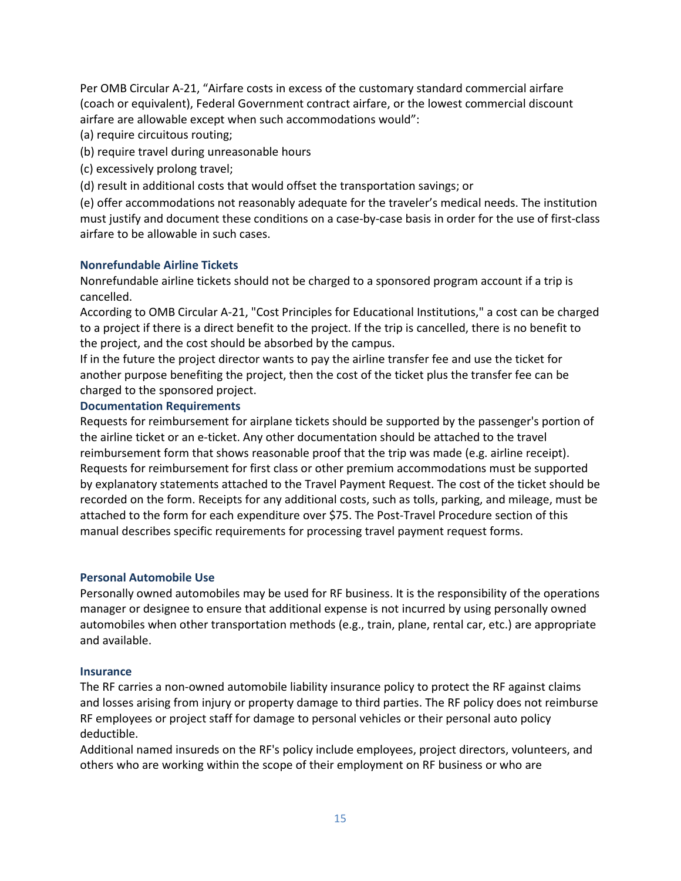Per OMB Circular A-21, “Airfare costs in excess of the customary standard commercial airfare (coach or equivalent), Federal Government contract airfare, or the lowest commercial discount airfare are allowable except when such accommodations would”:

(a) require circuitous routing;

(b) require travel during unreasonable hours

(c) excessively prolong travel;

(d) result in additional costs that would offset the transportation savings; or

(e) offer accommodations not reasonably adequate for the traveler’s medical needs. The institution must justify and document these conditions on a case-by-case basis in order for the use of first-class airfare to be allowable in such cases.

### Nonrefundable Airline Tickets

Nonrefundable airline tickets should not be charged to a sponsored program account if a trip is cancelled.

According to OMB Circular A-21, "Cost Principles for Educational Institutions," a cost can be charged to a project if there is a direct benefit to the project. If the trip is cancelled, there is no benefit to the project, and the cost should be absorbed by the campus.

If in the future the project director wants to pay the airline transfer fee and use the ticket for another purpose benefiting the project, then the cost of the ticket plus the transfer fee can be charged to the sponsored project.

### Documentation Requirements

Requests for reimbursement for airplane tickets should be supported by the passenger's portion of the airline ticket or an e-ticket. Any other documentation should be attached to the travel reimbursement form that shows reasonable proof that the trip was made (e.g. airline receipt). Requests for reimbursement for first class or other premium accommodations must be supported by explanatory statements attached to the Travel Payment Request. The cost of the ticket should be recorded on the form. Receipts for any additional costs, such as tolls, parking, and mileage, must be attached to the form for each expenditure over $75. The Post-Travel Procedure section of this manual describes specific requirements for processing travel payment request forms.

### Personal Automobile Use

Personally owned automobiles may be used for RF business. It is the responsibility of the operations manager or designee to ensure that additional expense is not incurred by using personally owned automobiles when other transportation methods (e.g., train, plane, rental car, etc.) are appropriate and available.

### Insurance

The RF carries a non-owned automobile liability insurance policy to protect the RF against claims and losses arising from injury or property damage to third parties. The RF policy does not reimburse RF employees or project staff for damage to personal vehicles or their personal auto policy deductible.

Additional named insureds on the RF's policy include employees, project directors, volunteers, and others who are working within the scope of their employment on RF business or who are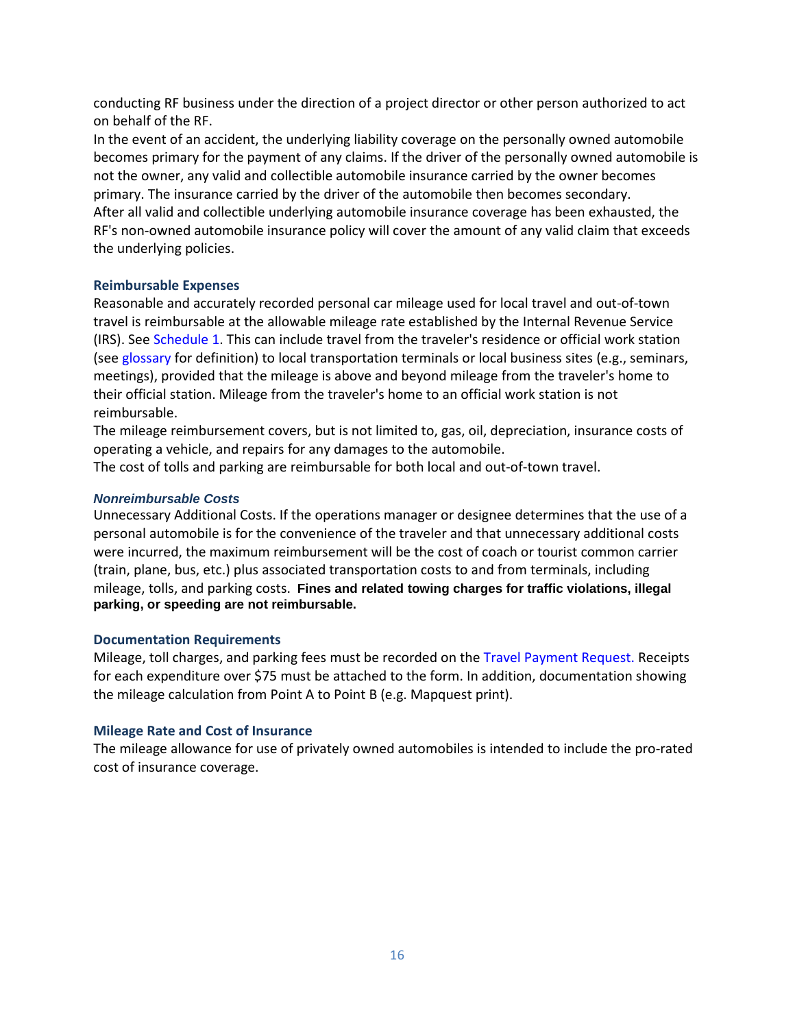conducting RF business under the direction of a project director or other person authorized to act on behalf of the RF.

In the event of an accident, the underlying liability coverage on the personally owned automobile becomes primary for the payment of any claims. If the driver of the personally owned automobile is not the owner, any valid and collectible automobile insurance carried by the owner becomes primary. The insurance carried by the driver of the automobile then becomes secondary.

After all valid and collectible underlying automobile insurance coverage has been exhausted, the RF's non-owned automobile insurance policy will cover the amount of any valid claim that exceeds the underlying policies.

#### Reimbursable Expenses

Reasonable and accurately recorded personal car mileage used for local travel and out-of-town travel is reimbursable at the allowable mileage rate established by the Internal Revenue Service (IRS). See Schedule 1. This can include travel from the traveler's residence or official work station (see glossary for definition) to local transportation terminals or local business sites (e.g., seminars, meetings), provided that the mileage is above and beyond mileage from the traveler's home to their official station. Mileage from the traveler's home to an official work station is not reimbursable.

The mileage reimbursement covers, but is not limited to, gas, oil, depreciation, insurance costs of operating a vehicle, and repairs for any damages to the automobile.

The cost of tolls and parking are reimbursable for both local and out-of-town travel.

#### *Nonreimbursable Costs*

Unnecessary Additional Costs. If the operations manager or designee determines that the use of a personal automobile is for the convenience of the traveler and that unnecessary additional costs were incurred, the maximum reimbursement will be the cost of coach or tourist common carrier (train, plane, bus, etc.) plus associated transportation costs to and from terminals, including mileage, tolls, and parking costs. **Fines and related towing charges for traffic violations, illegal parking, or speeding are not reimbursable.**

#### Documentation Requirements

Mileage, toll charges, and parking fees must be recorded on the Travel Payment Request. Receipts for each expenditure over $75 must be attached to the form. In addition, documentation showing the mileage calculation from Point A to Point B (e.g. Mapquest print).

#### Mileage Rate and Cost of Insurance

The mileage allowance for use of privately owned automobiles is intended to include the pro-rated cost of insurance coverage.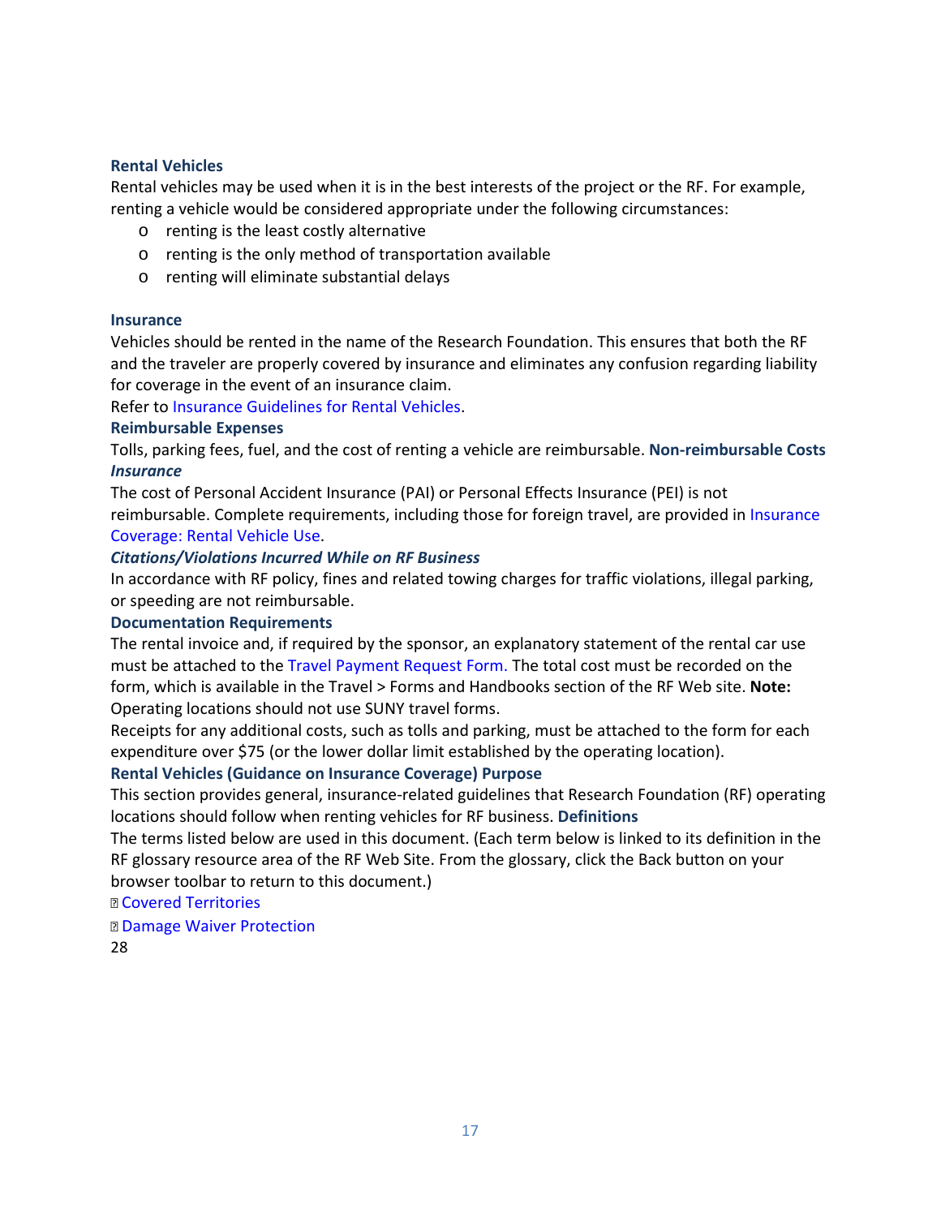### Rental Vehicles

Rental vehicles may be used when it is in the best interests of the project or the RF. For example, renting a vehicle would be considered appropriate under the following circumstances:

- renting is the least costly alternative
- renting is the only method of transportation available
- renting will eliminate substantial delays

### Insurance

Vehicles should be rented in the name of the Research Foundation. This ensures that both the RF and the traveler are properly covered by insurance and eliminates any confusion regarding liability for coverage in the event of an insurance claim.

Refer to Insurance Guidelines for Rental Vehicles.

### Reimbursable Expenses

Tolls, parking fees, fuel, and the cost of renting a vehicle are reimbursable. **Non-reimbursable Costs**

***Insurance***

The cost of Personal Accident Insurance (PAI) or Personal Effects Insurance (PEI) is not reimbursable. Complete requirements, including those for foreign travel, are provided in Insurance Coverage: Rental Vehicle Use.

***Citations/Violations Incurred While on RF Business***

In accordance with RF policy, fines and related towing charges for traffic violations, illegal parking, or speeding are not reimbursable.

### Documentation Requirements

The rental invoice and, if required by the sponsor, an explanatory statement of the rental car use must be attached to the Travel Payment Request Form. The total cost must be recorded on the form, which is available in the Travel > Forms and Handbooks section of the RF Web site. **Note:** Operating locations should not use SUNY travel forms.

Receipts for any additional costs, such as tolls and parking, must be attached to the form for each expenditure over $75 (or the lower dollar limit established by the operating location).

### Rental Vehicles (Guidance on Insurance Coverage) Purpose

This section provides general, insurance-related guidelines that Research Foundation (RF) operating locations should follow when renting vehicles for RF business. **Definitions**

The terms listed below are used in this document. (Each term below is linked to its definition in the RF glossary resource area of the RF Web Site. From the glossary, click the Back button on your browser toolbar to return to this document.)

- Covered Territories
- Damage Waiver Protection

28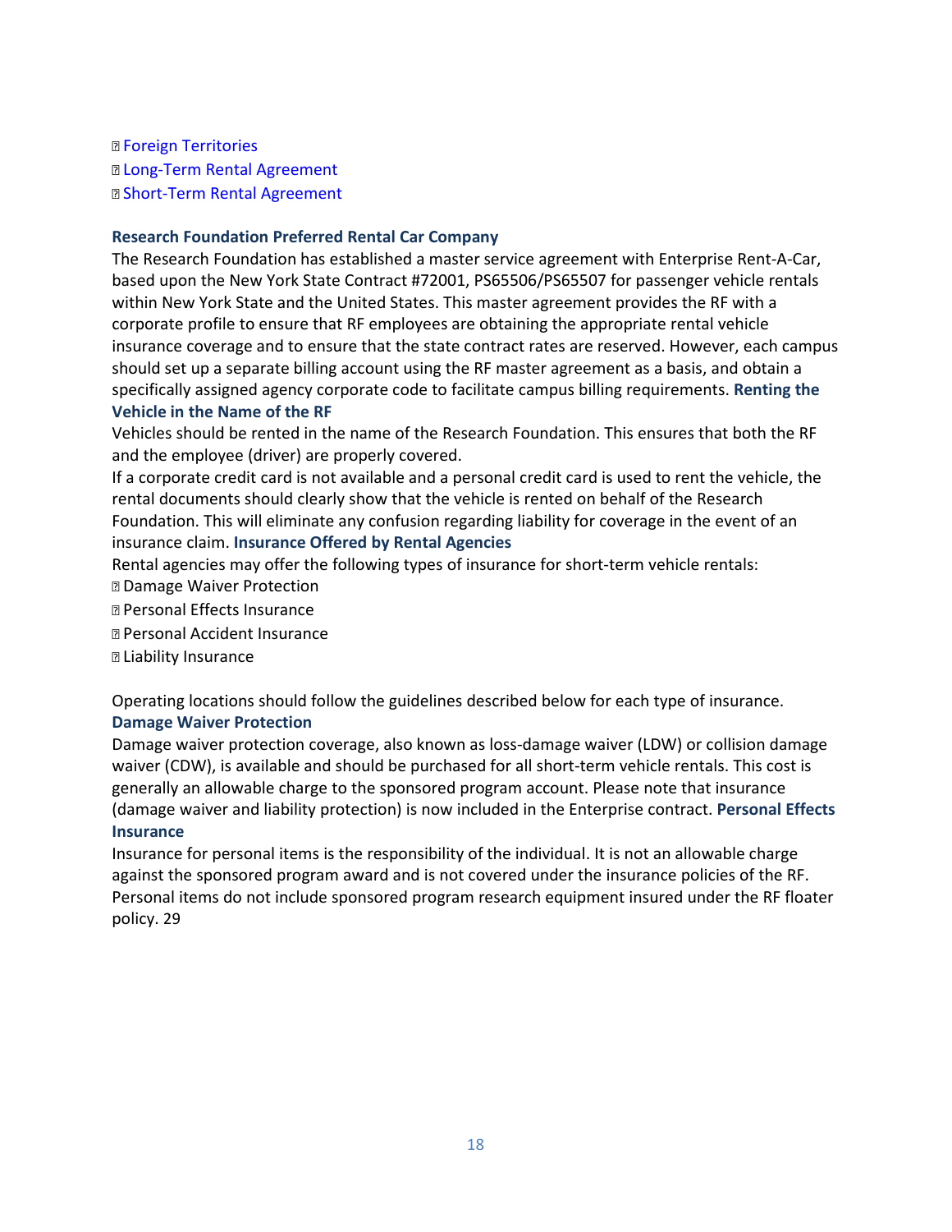- Foreign Territories
- Long-Term Rental Agreement
- Short-Term Rental Agreement

### Research Foundation Preferred Rental Car Company

The Research Foundation has established a master service agreement with Enterprise Rent-A-Car, based upon the New York State Contract #72001, PS65506/PS65507 for passenger vehicle rentals within New York State and the United States. This master agreement provides the RF with a corporate profile to ensure that RF employees are obtaining the appropriate rental vehicle insurance coverage and to ensure that the state contract rates are reserved. However, each campus should set up a separate billing account using the RF master agreement as a basis, and obtain a specifically assigned agency corporate code to facilitate campus billing requirements.

### Renting the Vehicle in the Name of the RF

Vehicles should be rented in the name of the Research Foundation. This ensures that both the RF and the employee (driver) are properly covered.

If a corporate credit card is not available and a personal credit card is used to rent the vehicle, the rental documents should clearly show that the vehicle is rented on behalf of the Research Foundation. This will eliminate any confusion regarding liability for coverage in the event of an insurance claim.

### Insurance Offered by Rental Agencies

Rental agencies may offer the following types of insurance for short-term vehicle rentals:

- Damage Waiver Protection
- Personal Effects Insurance
- Personal Accident Insurance
- Liability Insurance

Operating locations should follow the guidelines described below for each type of insurance.

### Damage Waiver Protection

Damage waiver protection coverage, also known as loss-damage waiver (LDW) or collision damage waiver (CDW), is available and should be purchased for all short-term vehicle rentals. This cost is generally an allowable charge to the sponsored program account. Please note that insurance (damage waiver and liability protection) is now included in the Enterprise contract.

### Personal Effects Insurance

Insurance for personal items is the responsibility of the individual. It is not an allowable charge against the sponsored program award and is not covered under the insurance policies of the RF. Personal items do not include sponsored program research equipment insured under the RF floater policy. 29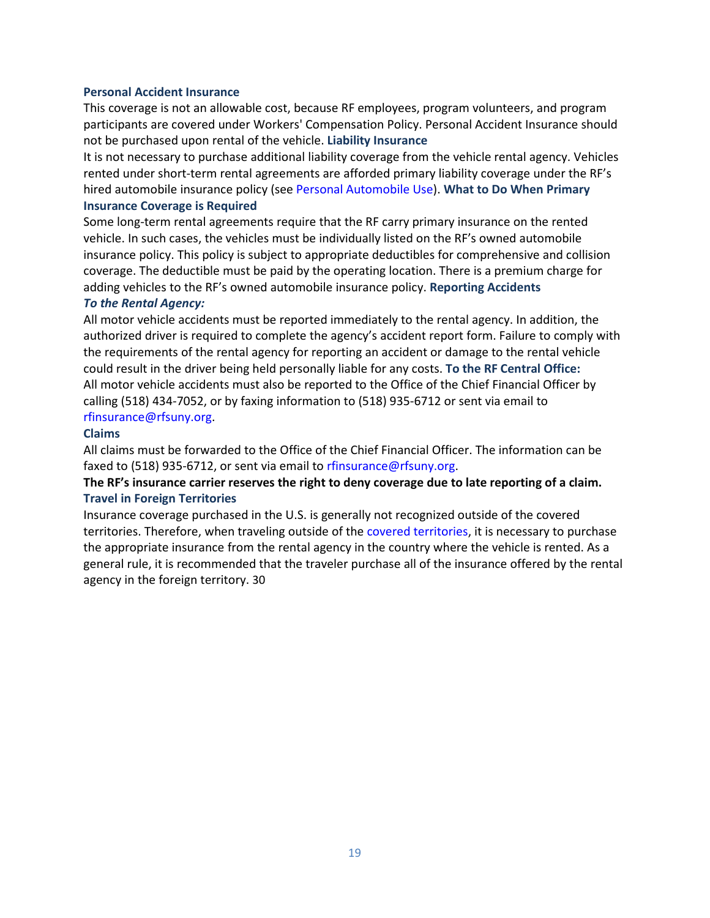### Personal Accident Insurance

This coverage is not an allowable cost, because RF employees, program volunteers, and program participants are covered under Workers' Compensation Policy. Personal Accident Insurance should not be purchased upon rental of the vehicle.

### Liability Insurance

It is not necessary to purchase additional liability coverage from the vehicle rental agency. Vehicles rented under short-term rental agreements are afforded primary liability coverage under the RF's hired automobile insurance policy (see Personal Automobile Use).

### What to Do When Primary Insurance Coverage is Required

Some long-term rental agreements require that the RF carry primary insurance on the rented vehicle. In such cases, the vehicles must be individually listed on the RF's owned automobile insurance policy. This policy is subject to appropriate deductibles for comprehensive and collision coverage. The deductible must be paid by the operating location. There is a premium charge for adding vehicles to the RF's owned automobile insurance policy.

### Reporting Accidents

***To the Rental Agency:***

All motor vehicle accidents must be reported immediately to the rental agency. In addition, the authorized driver is required to complete the agency's accident report form. Failure to comply with the requirements of the rental agency for reporting an accident or damage to the rental vehicle could result in the driver being held personally liable for any costs.

**To the RF Central Office:**

All motor vehicle accidents must also be reported to the Office of the Chief Financial Officer by calling (518) 434-7052, or by faxing information to (518) 935-6712 or sent via email to rfinsurance@rfsuny.org.

### Claims

All claims must be forwarded to the Office of the Chief Financial Officer. The information can be faxed to (518) 935-6712, or sent via email to rfinsurance@rfsuny.org.

**The RF's insurance carrier reserves the right to deny coverage due to late reporting of a claim.**

### Travel in Foreign Territories

Insurance coverage purchased in the U.S. is generally not recognized outside of the covered territories. Therefore, when traveling outside of the covered territories, it is necessary to purchase the appropriate insurance from the rental agency in the country where the vehicle is rented. As a general rule, it is recommended that the traveler purchase all of the insurance offered by the rental agency in the foreign territory. 30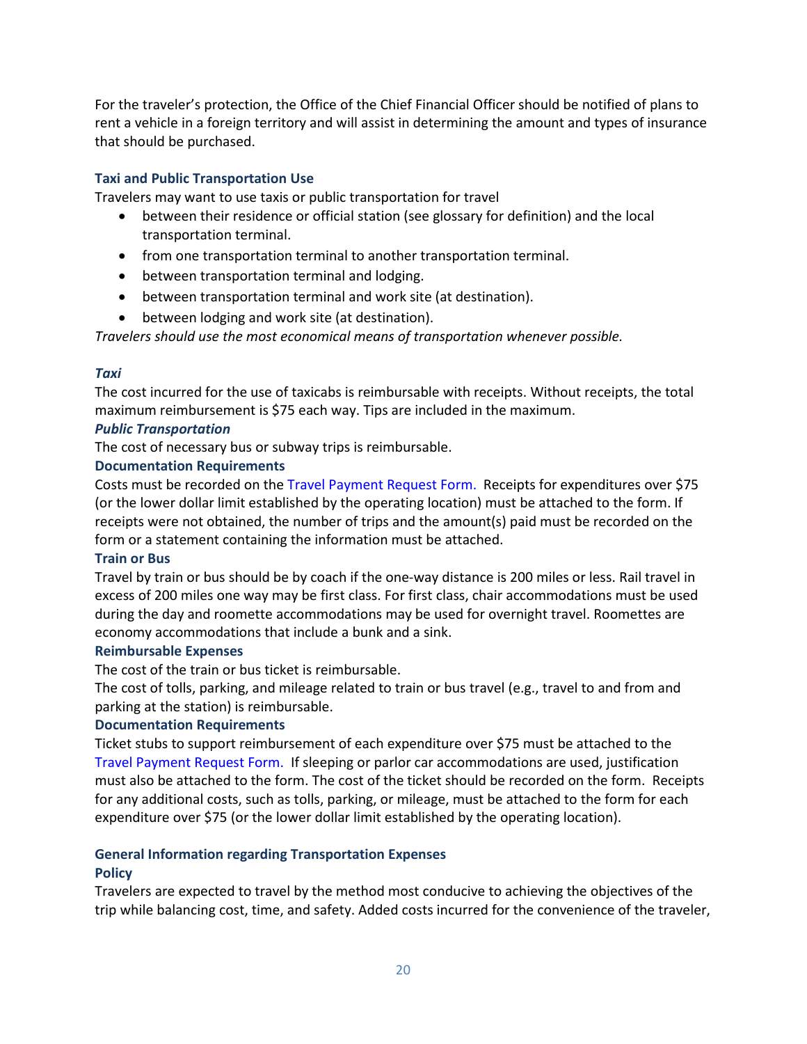For the traveler's protection, the Office of the Chief Financial Officer should be notified of plans to rent a vehicle in a foreign territory and will assist in determining the amount and types of insurance that should be purchased.

### Taxi and Public Transportation Use

Travelers may want to use taxis or public transportation for travel

- between their residence or official station (see glossary for definition) and the local transportation terminal.
- from one transportation terminal to another transportation terminal.
- between transportation terminal and lodging.
- between transportation terminal and work site (at destination).
- between lodging and work site (at destination).

*Travelers should use the most economical means of transportation whenever possible.*

#### *Taxi*

The cost incurred for the use of taxicabs is reimbursable with receipts. Without receipts, the total maximum reimbursement is $75 each way. Tips are included in the maximum.

#### *Public Transportation*

The cost of necessary bus or subway trips is reimbursable.

#### Documentation Requirements

Costs must be recorded on the Travel Payment Request Form. Receipts for expenditures over $75 (or the lower dollar limit established by the operating location) must be attached to the form. If receipts were not obtained, the number of trips and the amount(s) paid must be recorded on the form or a statement containing the information must be attached.

### Train or Bus

Travel by train or bus should be by coach if the one-way distance is 200 miles or less. Rail travel in excess of 200 miles one way may be first class. For first class, chair accommodations must be used during the day and roomette accommodations may be used for overnight travel. Roomettes are economy accommodations that include a bunk and a sink.

#### Reimbursable Expenses

The cost of the train or bus ticket is reimbursable.

The cost of tolls, parking, and mileage related to train or bus travel (e.g., travel to and from and parking at the station) is reimbursable.

#### Documentation Requirements

Ticket stubs to support reimbursement of each expenditure over $75 must be attached to the Travel Payment Request Form. If sleeping or parlor car accommodations are used, justification must also be attached to the form. The cost of the ticket should be recorded on the form. Receipts for any additional costs, such as tolls, parking, or mileage, must be attached to the form for each expenditure over $75 (or the lower dollar limit established by the operating location).

### General Information regarding Transportation Expenses

#### Policy

Travelers are expected to travel by the method most conducive to achieving the objectives of the trip while balancing cost, time, and safety. Added costs incurred for the convenience of the traveler,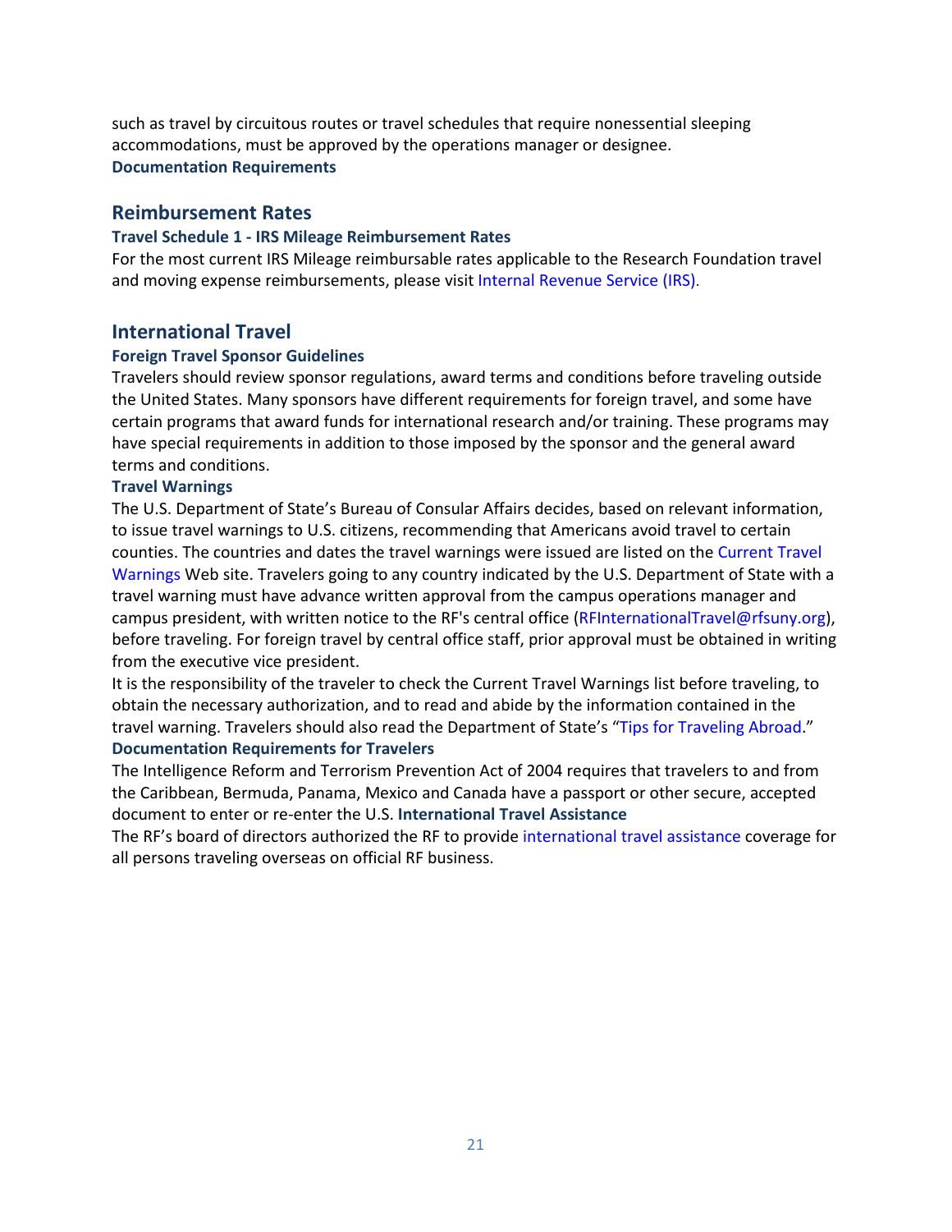such as travel by circuitous routes or travel schedules that require nonessential sleeping accommodations, must be approved by the operations manager or designee.

**Documentation Requirements**

## Reimbursement Rates

### Travel Schedule 1 - IRS Mileage Reimbursement Rates

For the most current IRS Mileage reimbursable rates applicable to the Research Foundation travel and moving expense reimbursements, please visit Internal Revenue Service (IRS).

## International Travel

### Foreign Travel Sponsor Guidelines

Travelers should review sponsor regulations, award terms and conditions before traveling outside the United States. Many sponsors have different requirements for foreign travel, and some have certain programs that award funds for international research and/or training. These programs may have special requirements in addition to those imposed by the sponsor and the general award terms and conditions.

### Travel Warnings

The U.S. Department of State's Bureau of Consular Affairs decides, based on relevant information, to issue travel warnings to U.S. citizens, recommending that Americans avoid travel to certain counties. The countries and dates the travel warnings were issued are listed on the Current Travel Warnings Web site. Travelers going to any country indicated by the U.S. Department of State with a travel warning must have advance written approval from the campus operations manager and campus president, with written notice to the RF's central office (RFInternationalTravel@rfsuny.org), before traveling. For foreign travel by central office staff, prior approval must be obtained in writing from the executive vice president.

It is the responsibility of the traveler to check the Current Travel Warnings list before traveling, to obtain the necessary authorization, and to read and abide by the information contained in the travel warning. Travelers should also read the Department of State's "Tips for Traveling Abroad."

### Documentation Requirements for Travelers

The Intelligence Reform and Terrorism Prevention Act of 2004 requires that travelers to and from the Caribbean, Bermuda, Panama, Mexico and Canada have a passport or other secure, accepted document to enter or re-enter the U.S. **International Travel Assistance**

The RF's board of directors authorized the RF to provide international travel assistance coverage for all persons traveling overseas on official RF business.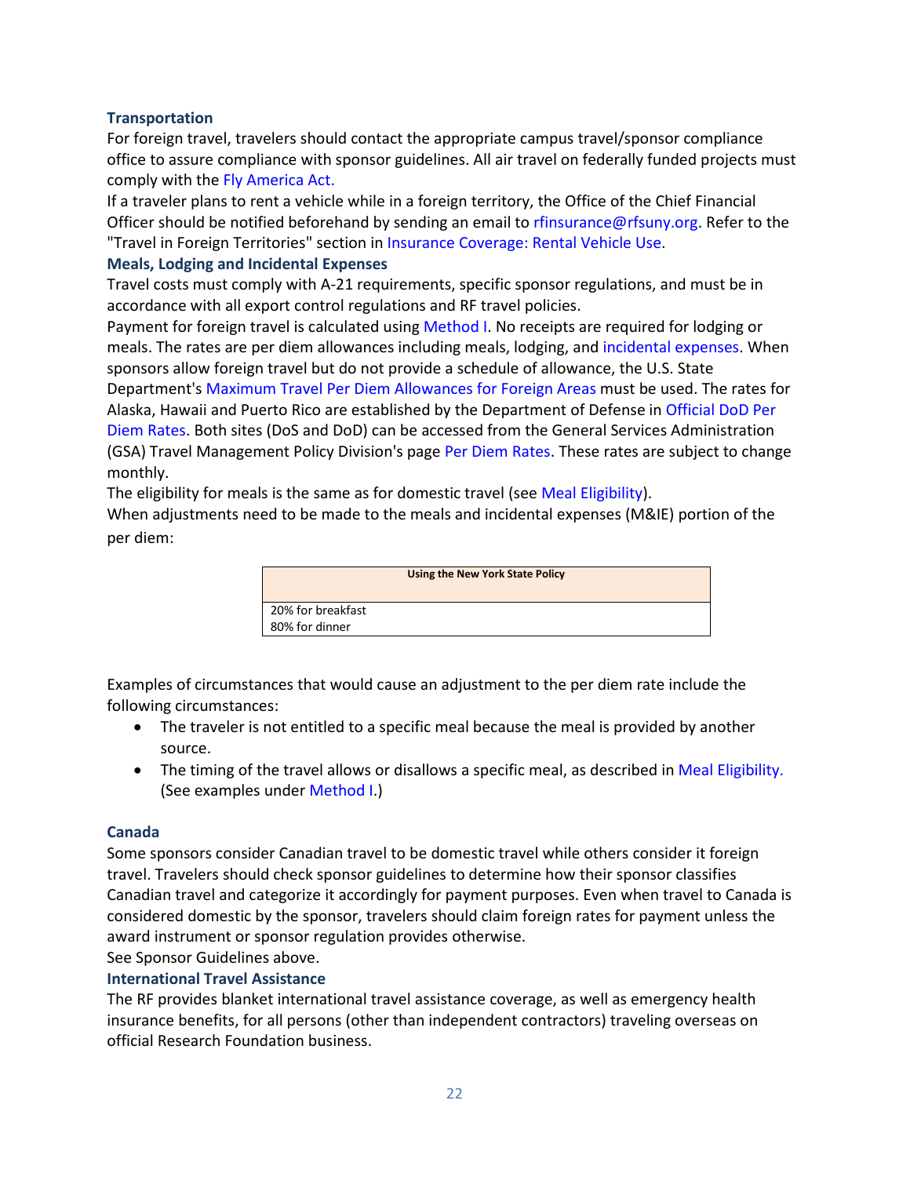### Transportation

For foreign travel, travelers should contact the appropriate campus travel/sponsor compliance office to assure compliance with sponsor guidelines. All air travel on federally funded projects must comply with the Fly America Act.

If a traveler plans to rent a vehicle while in a foreign territory, the Office of the Chief Financial Officer should be notified beforehand by sending an email to rfinsurance@rfsuny.org. Refer to the "Travel in Foreign Territories" section in Insurance Coverage: Rental Vehicle Use.

### Meals, Lodging and Incidental Expenses

Travel costs must comply with A-21 requirements, specific sponsor regulations, and must be in accordance with all export control regulations and RF travel policies.

Payment for foreign travel is calculated using Method I. No receipts are required for lodging or meals. The rates are per diem allowances including meals, lodging, and incidental expenses. When sponsors allow foreign travel but do not provide a schedule of allowance, the U.S. State Department's Maximum Travel Per Diem Allowances for Foreign Areas must be used. The rates for Alaska, Hawaii and Puerto Rico are established by the Department of Defense in Official DoD Per Diem Rates. Both sites (DoS and DoD) can be accessed from the General Services Administration (GSA) Travel Management Policy Division's page Per Diem Rates. These rates are subject to change monthly.

The eligibility for meals is the same as for domestic travel (see Meal Eligibility).

When adjustments need to be made to the meals and incidental expenses (M&IE) portion of the per diem:

| Using the New York State Policy |
| --- |
| 20% for breakfast<br>80% for dinner |

Examples of circumstances that would cause an adjustment to the per diem rate include the following circumstances:

- The traveler is not entitled to a specific meal because the meal is provided by another source.
- The timing of the travel allows or disallows a specific meal, as described in Meal Eligibility. (See examples under Method I.)

### Canada

Some sponsors consider Canadian travel to be domestic travel while others consider it foreign travel. Travelers should check sponsor guidelines to determine how their sponsor classifies Canadian travel and categorize it accordingly for payment purposes. Even when travel to Canada is considered domestic by the sponsor, travelers should claim foreign rates for payment unless the award instrument or sponsor regulation provides otherwise.

See Sponsor Guidelines above.

### International Travel Assistance

The RF provides blanket international travel assistance coverage, as well as emergency health insurance benefits, for all persons (other than independent contractors) traveling overseas on official Research Foundation business.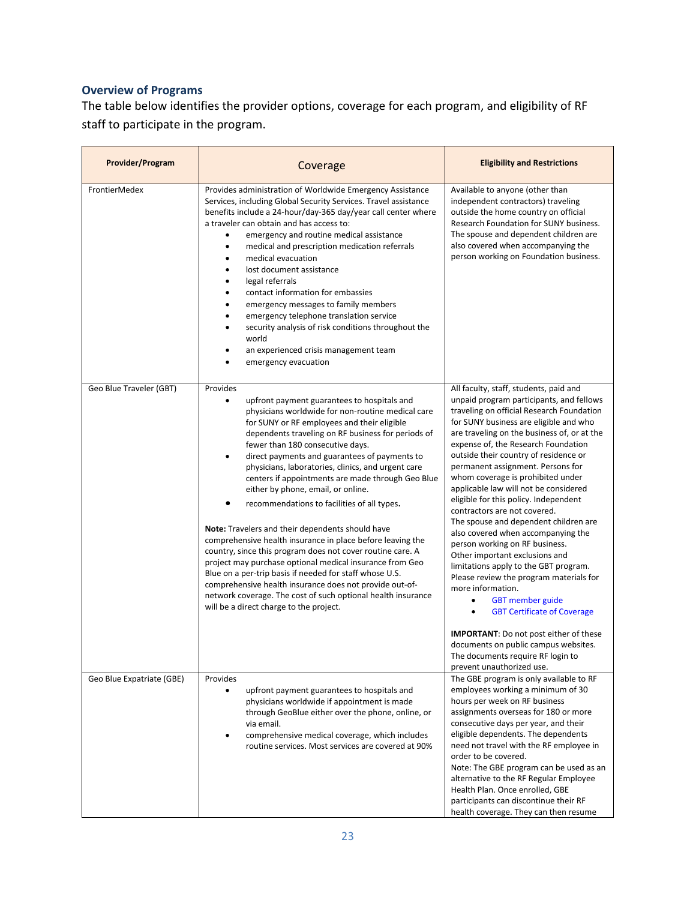### Overview of Programs

The table below identifies the provider options, coverage for each program, and eligibility of RF staff to participate in the program.

| Provider/Program | Coverage | Eligibility and Restrictions |
|---|---|---|
| FrontierMedex | Provides administration of Worldwide Emergency Assistance Services, including Global Security Services. Travel assistance benefits include a 24-hour/day-365 day/year call center where a traveler can obtain and has access to:<br>• emergency and routine medical assistance<br>• medical and prescription medication referrals<br>• medical evacuation<br>• lost document assistance<br>• legal referrals<br>• contact information for embassies<br>• emergency messages to family members<br>• emergency telephone translation service<br>• security analysis of risk conditions throughout the world<br>• an experienced crisis management team<br>• emergency evacuation | Available to anyone (other than independent contractors) traveling outside the home country on official Research Foundation for SUNY business. The spouse and dependent children are also covered when accompanying the person working on Foundation business. |
| Geo Blue Traveler (GBT) | Provides<br>• upfront payment guarantees to hospitals and physicians worldwide for non-routine medical care for SUNY or RF employees and their eligible dependents traveling on RF business for periods of fewer than 180 consecutive days.<br>• direct payments and guarantees of payments to physicians, laboratories, clinics, and urgent care centers if appointments are made through Geo Blue either by phone, email, or online.<br>• recommendations to facilities of all types.<br><br>**Note:** Travelers and their dependents should have comprehensive health insurance in place before leaving the country, since this program does not cover routine care. A project may purchase optional medical insurance from Geo Blue on a per-trip basis if needed for staff whose U.S. comprehensive health insurance does not provide out-of-network coverage. The cost of such optional health insurance will be a direct charge to the project. | All faculty, staff, students, paid and unpaid program participants, and fellows traveling on official Research Foundation for SUNY business are eligible and who are traveling on the business of, or at the expense of, the Research Foundation outside their country of residence or permanent assignment. Persons for whom coverage is prohibited under applicable law will not be considered eligible for this policy. Independent contractors are not covered.<br>The spouse and dependent children are also covered when accompanying the person working on RF business.<br>Other important exclusions and limitations apply to the GBT program. Please review the program materials for more information.<br>• GBT member guide<br>• GBT Certificate of Coverage<br><br>**IMPORTANT**: Do not post either of these documents on public campus websites. The documents require RF login to prevent unauthorized use. |
| Geo Blue Expatriate (GBE) | Provides<br>• upfront payment guarantees to hospitals and physicians worldwide if appointment is made through GeoBlue either over the phone, online, or via email.<br>• comprehensive medical coverage, which includes routine services. Most services are covered at 90% | The GBE program is only available to RF employees working a minimum of 30 hours per week on RF business assignments overseas for 180 or more consecutive days per year, and their eligible dependents. The dependents need not travel with the RF employee in order to be covered.<br>Note: The GBE program can be used as an alternative to the RF Regular Employee Health Plan. Once enrolled, GBE participants can discontinue their RF health coverage. They can then resume |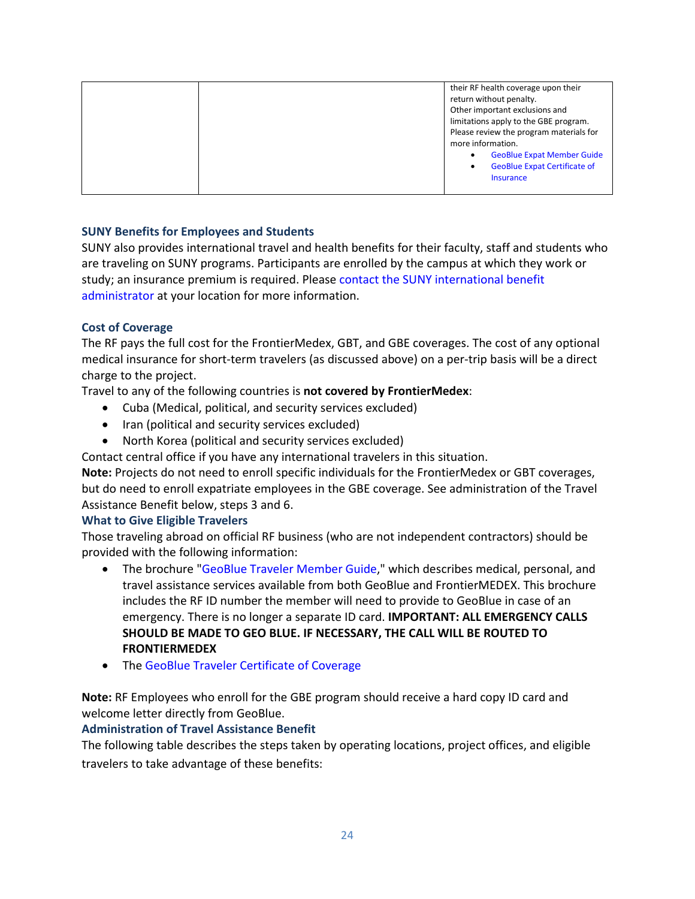| | | |
|---|---|---|
| | | their RF health coverage upon their return without penalty.<br>Other important exclusions and limitations apply to the GBE program. Please review the program materials for more information.<br>• GeoBlue Expat Member Guide<br>• GeoBlue Expat Certificate of Insurance |

### SUNY Benefits for Employees and Students

SUNY also provides international travel and health benefits for their faculty, staff and students who are traveling on SUNY programs. Participants are enrolled by the campus at which they work or study; an insurance premium is required. Please contact the SUNY international benefit administrator at your location for more information.

### Cost of Coverage

The RF pays the full cost for the FrontierMedex, GBT, and GBE coverages. The cost of any optional medical insurance for short-term travelers (as discussed above) on a per-trip basis will be a direct charge to the project.

Travel to any of the following countries is **not covered by FrontierMedex**:

- Cuba (Medical, political, and security services excluded)
- Iran (political and security services excluded)
- North Korea (political and security services excluded)

Contact central office if you have any international travelers in this situation.

**Note:** Projects do not need to enroll specific individuals for the FrontierMedex or GBT coverages, but do need to enroll expatriate employees in the GBE coverage. See administration of the Travel Assistance Benefit below, steps 3 and 6.

### What to Give Eligible Travelers

Those traveling abroad on official RF business (who are not independent contractors) should be provided with the following information:

- The brochure "GeoBlue Traveler Member Guide," which describes medical, personal, and travel assistance services available from both GeoBlue and FrontierMEDEX. This brochure includes the RF ID number the member will need to provide to GeoBlue in case of an emergency. There is no longer a separate ID card. **IMPORTANT: ALL EMERGENCY CALLS SHOULD BE MADE TO GEO BLUE. IF NECESSARY, THE CALL WILL BE ROUTED TO FRONTIERMEDEX**
- The GeoBlue Traveler Certificate of Coverage

**Note:** RF Employees who enroll for the GBE program should receive a hard copy ID card and welcome letter directly from GeoBlue.

### Administration of Travel Assistance Benefit

The following table describes the steps taken by operating locations, project offices, and eligible travelers to take advantage of these benefits: